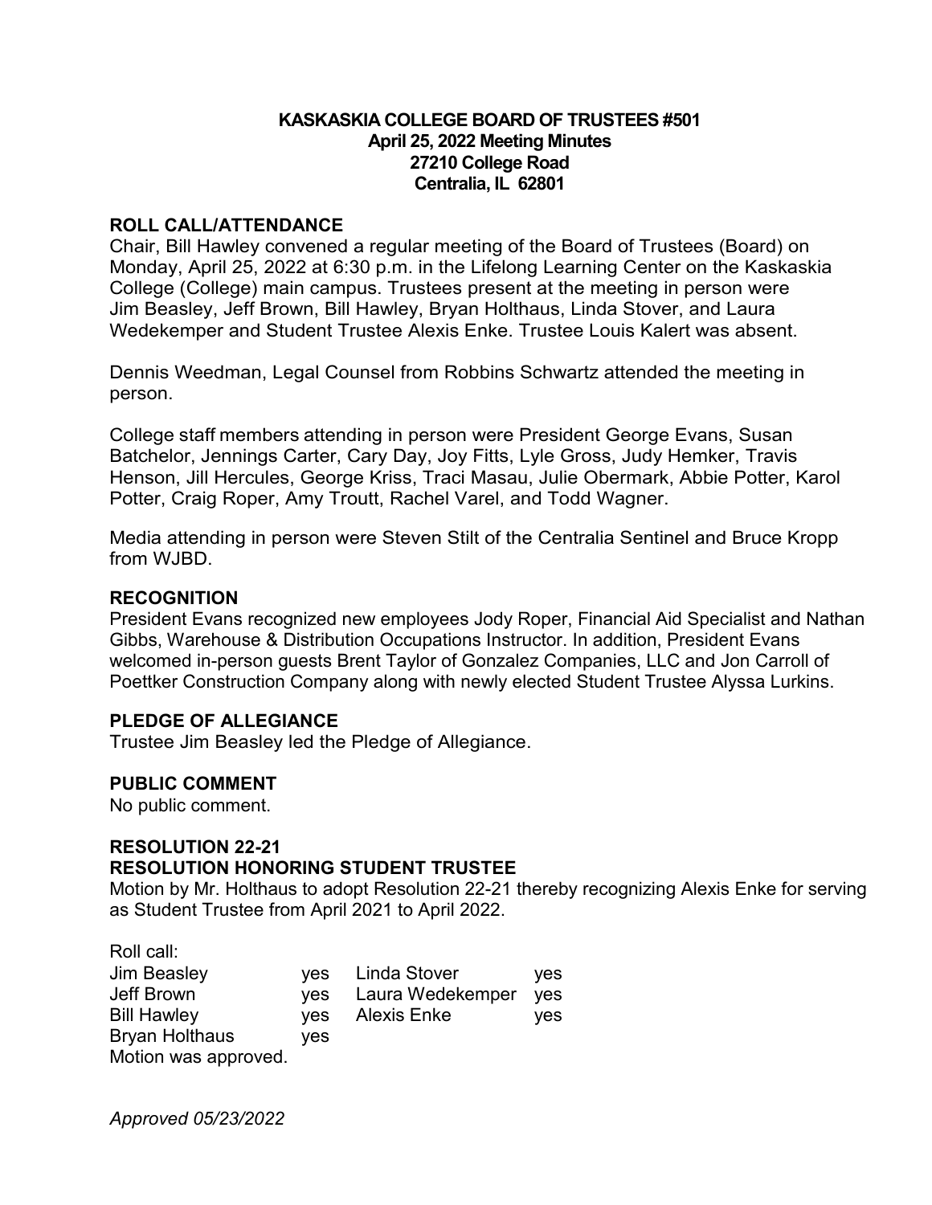**KASKASKIA COLLEGE BOARD OF TRUSTEES #501**
**April 25, 2022 Meeting Minutes**
**27210 College Road**
**Centralia, IL 62801**

## ROLL CALL/ATTENDANCE

Chair, Bill Hawley convened a regular meeting of the Board of Trustees (Board) on Monday, April 25, 2022 at 6:30 p.m. in the Lifelong Learning Center on the Kaskaskia College (College) main campus. Trustees present at the meeting in person were Jim Beasley, Jeff Brown, Bill Hawley, Bryan Holthaus, Linda Stover, and Laura Wedekemper and Student Trustee Alexis Enke. Trustee Louis Kalert was absent.

Dennis Weedman, Legal Counsel from Robbins Schwartz attended the meeting in person.

College staff members attending in person were President George Evans, Susan Batchelor, Jennings Carter, Cary Day, Joy Fitts, Lyle Gross, Judy Hemker, Travis Henson, Jill Hercules, George Kriss, Traci Masau, Julie Obermark, Abbie Potter, Karol Potter, Craig Roper, Amy Troutt, Rachel Varel, and Todd Wagner.

Media attending in person were Steven Stilt of the Centralia Sentinel and Bruce Kropp from WJBD.

## RECOGNITION

President Evans recognized new employees Jody Roper, Financial Aid Specialist and Nathan Gibbs, Warehouse & Distribution Occupations Instructor. In addition, President Evans welcomed in-person guests Brent Taylor of Gonzalez Companies, LLC and Jon Carroll of Poettker Construction Company along with newly elected Student Trustee Alyssa Lurkins.

## PLEDGE OF ALLEGIANCE

Trustee Jim Beasley led the Pledge of Allegiance.

## PUBLIC COMMENT

No public comment.

## RESOLUTION 22-21
## RESOLUTION HONORING STUDENT TRUSTEE

Motion by Mr. Holthaus to adopt Resolution 22-21 thereby recognizing Alexis Enke for serving as Student Trustee from April 2021 to April 2022.

Roll call:

| | | | |
|---|---|---|---|
| Jim Beasley | yes | Linda Stover | yes |
| Jeff Brown | yes | Laura Wedekemper | yes |
| Bill Hawley | yes | Alexis Enke | yes |
| Bryan Holthaus | yes | | |

Motion was approved.

*Approved 05/23/2022*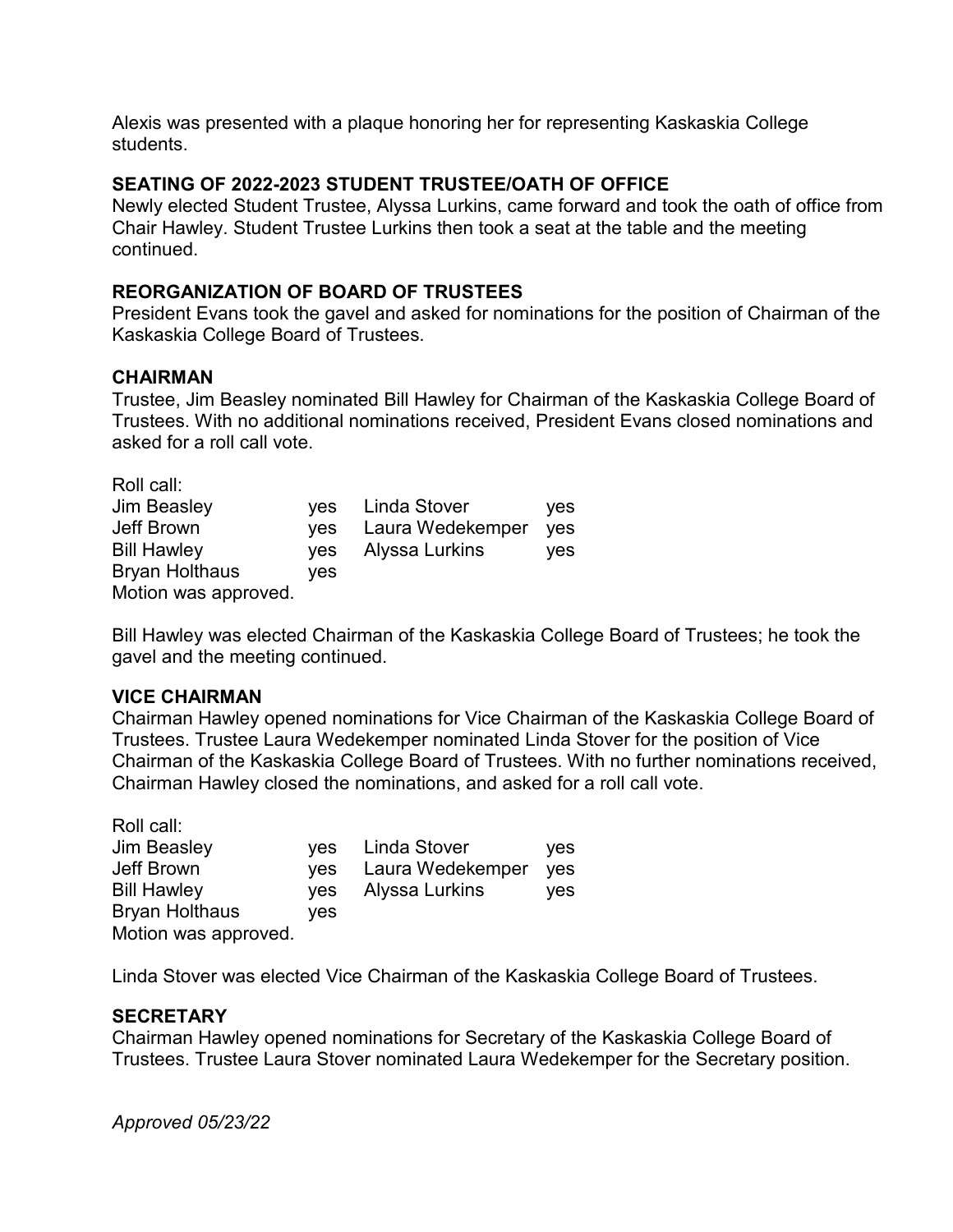Alexis was presented with a plaque honoring her for representing Kaskaskia College students.

**SEATING OF 2022-2023 STUDENT TRUSTEE/OATH OF OFFICE**

Newly elected Student Trustee, Alyssa Lurkins, came forward and took the oath of office from Chair Hawley. Student Trustee Lurkins then took a seat at the table and the meeting continued.

**REORGANIZATION OF BOARD OF TRUSTEES**

President Evans took the gavel and asked for nominations for the position of Chairman of the Kaskaskia College Board of Trustees.

**CHAIRMAN**

Trustee, Jim Beasley nominated Bill Hawley for Chairman of the Kaskaskia College Board of Trustees. With no additional nominations received, President Evans closed nominations and asked for a roll call vote.

Roll call:

| | | | |
|---|---|---|---|
| Jim Beasley | yes | Linda Stover | yes |
| Jeff Brown | yes | Laura Wedekemper | yes |
| Bill Hawley | yes | Alyssa Lurkins | yes |
| Bryan Holthaus | yes | | |

Motion was approved.

Bill Hawley was elected Chairman of the Kaskaskia College Board of Trustees; he took the gavel and the meeting continued.

**VICE CHAIRMAN**

Chairman Hawley opened nominations for Vice Chairman of the Kaskaskia College Board of Trustees. Trustee Laura Wedekemper nominated Linda Stover for the position of Vice Chairman of the Kaskaskia College Board of Trustees. With no further nominations received, Chairman Hawley closed the nominations, and asked for a roll call vote.

Roll call:

| | | | |
|---|---|---|---|
| Jim Beasley | yes | Linda Stover | yes |
| Jeff Brown | yes | Laura Wedekemper | yes |
| Bill Hawley | yes | Alyssa Lurkins | yes |
| Bryan Holthaus | yes | | |

Motion was approved.

Linda Stover was elected Vice Chairman of the Kaskaskia College Board of Trustees.

**SECRETARY**

Chairman Hawley opened nominations for Secretary of the Kaskaskia College Board of Trustees. Trustee Laura Stover nominated Laura Wedekemper for the Secretary position.

*Approved 05/23/22*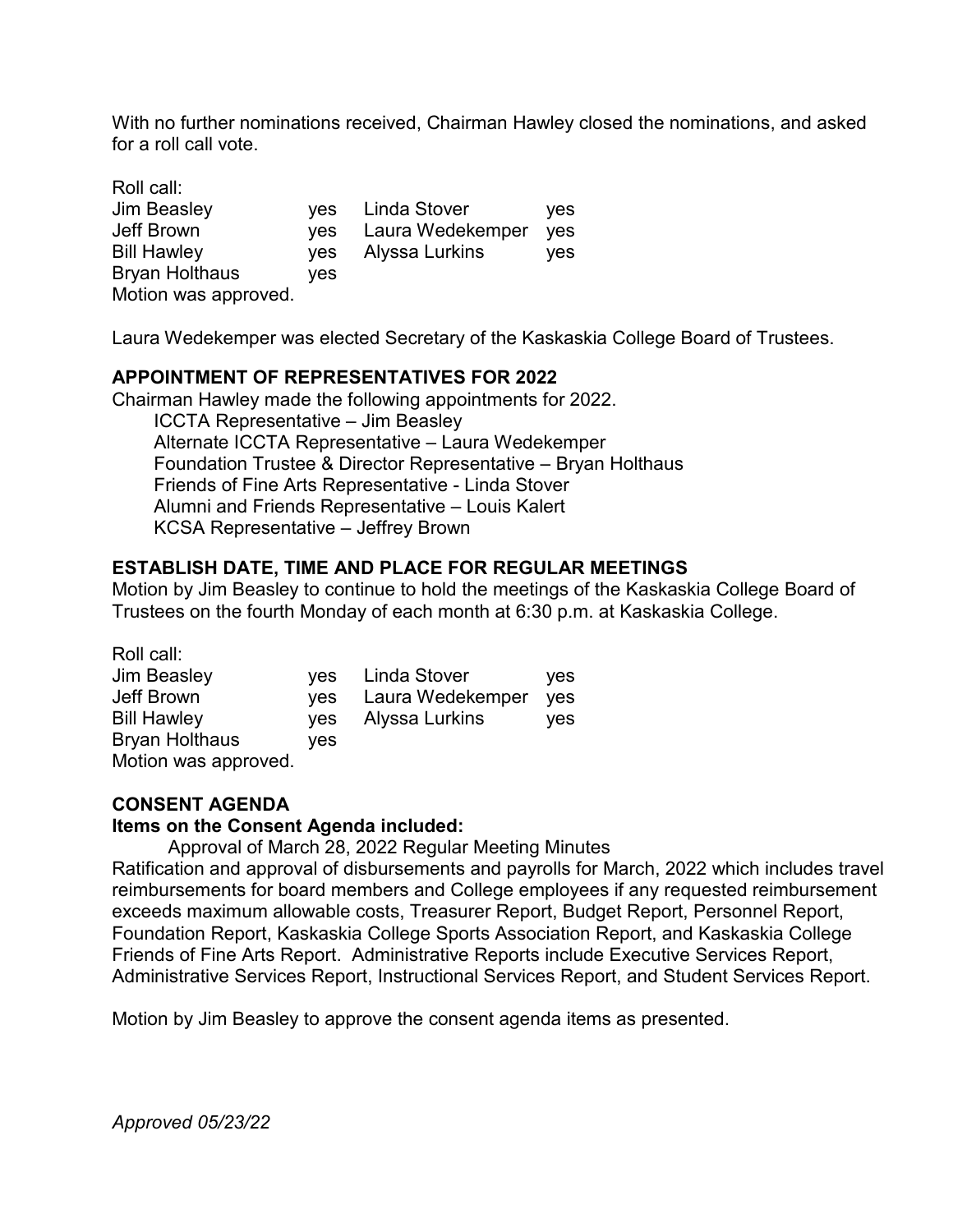With no further nominations received, Chairman Hawley closed the nominations, and asked for a roll call vote.

Roll call:

| | | | |
|---|---|---|---|
| Jim Beasley | yes | Linda Stover | yes |
| Jeff Brown | yes | Laura Wedekemper | yes |
| Bill Hawley | yes | Alyssa Lurkins | yes |
| Bryan Holthaus | yes | | |

Motion was approved.

Laura Wedekemper was elected Secretary of the Kaskaskia College Board of Trustees.

## APPOINTMENT OF REPRESENTATIVES FOR 2022

Chairman Hawley made the following appointments for 2022.

- ICCTA Representative – Jim Beasley
- Alternate ICCTA Representative – Laura Wedekemper
- Foundation Trustee & Director Representative – Bryan Holthaus
- Friends of Fine Arts Representative - Linda Stover
- Alumni and Friends Representative – Louis Kalert
- KCSA Representative – Jeffrey Brown

## ESTABLISH DATE, TIME AND PLACE FOR REGULAR MEETINGS

Motion by Jim Beasley to continue to hold the meetings of the Kaskaskia College Board of Trustees on the fourth Monday of each month at 6:30 p.m. at Kaskaskia College.

Roll call:

| | | | |
|---|---|---|---|
| Jim Beasley | yes | Linda Stover | yes |
| Jeff Brown | yes | Laura Wedekemper | yes |
| Bill Hawley | yes | Alyssa Lurkins | yes |
| Bryan Holthaus | yes | | |

Motion was approved.

## CONSENT AGENDA

**Items on the Consent Agenda included:**

Approval of March 28, 2022 Regular Meeting Minutes

Ratification and approval of disbursements and payrolls for March, 2022 which includes travel reimbursements for board members and College employees if any requested reimbursement exceeds maximum allowable costs, Treasurer Report, Budget Report, Personnel Report, Foundation Report, Kaskaskia College Sports Association Report, and Kaskaskia College Friends of Fine Arts Report. Administrative Reports include Executive Services Report, Administrative Services Report, Instructional Services Report, and Student Services Report.

Motion by Jim Beasley to approve the consent agenda items as presented.

*Approved 05/23/22*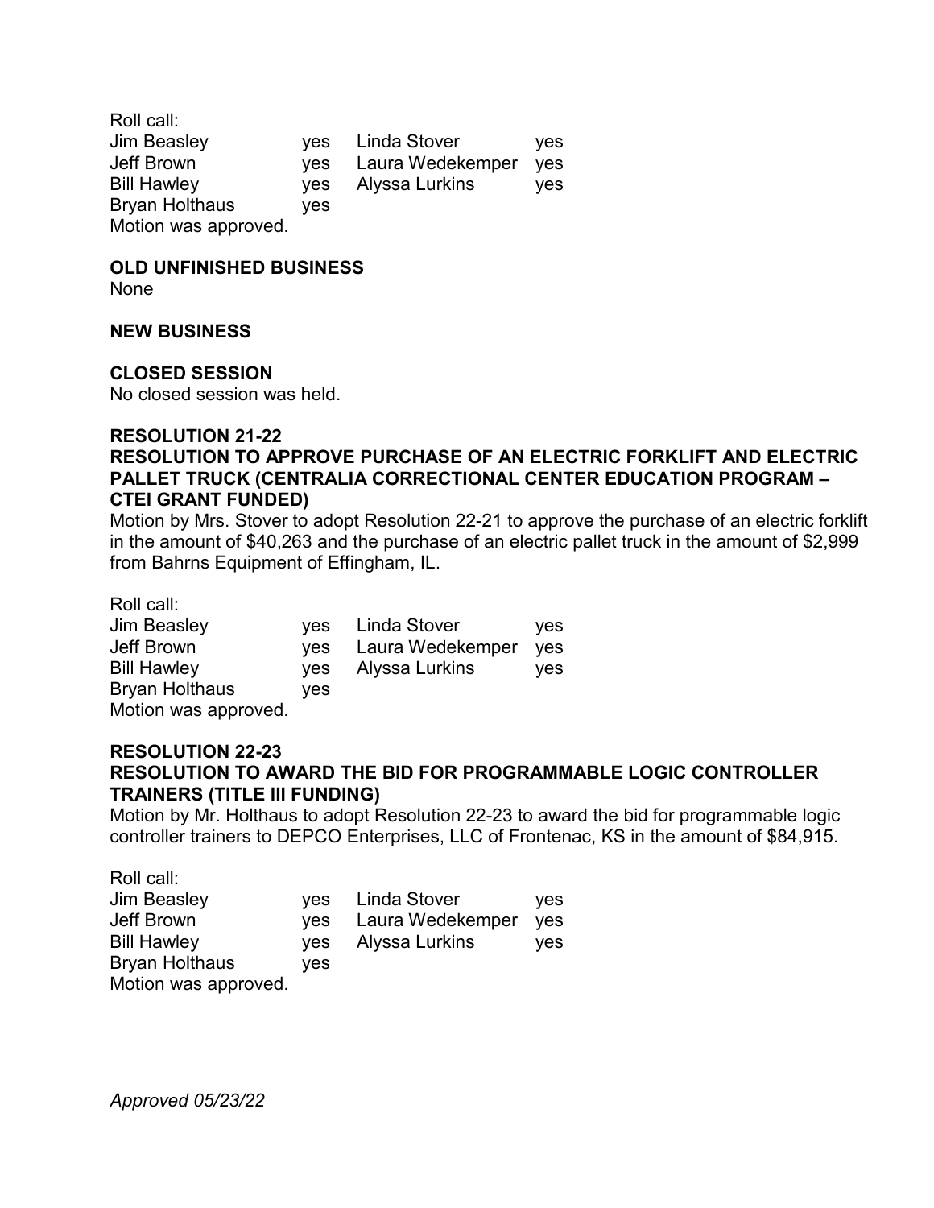Roll call:

| | | | |
|---|---|---|---|
| Jim Beasley | yes | Linda Stover | yes |
| Jeff Brown | yes | Laura Wedekemper | yes |
| Bill Hawley | yes | Alyssa Lurkins | yes |
| Bryan Holthaus | yes | | |

Motion was approved.

**OLD UNFINISHED BUSINESS**

None

**NEW BUSINESS**

**CLOSED SESSION**

No closed session was held.

**RESOLUTION 21-22**

**RESOLUTION TO APPROVE PURCHASE OF AN ELECTRIC FORKLIFT AND ELECTRIC PALLET TRUCK (CENTRALIA CORRECTIONAL CENTER EDUCATION PROGRAM – CTEI GRANT FUNDED)**

Motion by Mrs. Stover to adopt Resolution 22-21 to approve the purchase of an electric forklift in the amount of $40,263 and the purchase of an electric pallet truck in the amount of $2,999 from Bahrns Equipment of Effingham, IL.

Roll call:

| | | | |
|---|---|---|---|
| Jim Beasley | yes | Linda Stover | yes |
| Jeff Brown | yes | Laura Wedekemper | yes |
| Bill Hawley | yes | Alyssa Lurkins | yes |
| Bryan Holthaus | yes | | |

Motion was approved.

**RESOLUTION 22-23**

**RESOLUTION TO AWARD THE BID FOR PROGRAMMABLE LOGIC CONTROLLER TRAINERS (TITLE III FUNDING)**

Motion by Mr. Holthaus to adopt Resolution 22-23 to award the bid for programmable logic controller trainers to DEPCO Enterprises, LLC of Frontenac, KS in the amount of $84,915.

Roll call:

| | | | |
|---|---|---|---|
| Jim Beasley | yes | Linda Stover | yes |
| Jeff Brown | yes | Laura Wedekemper | yes |
| Bill Hawley | yes | Alyssa Lurkins | yes |
| Bryan Holthaus | yes | | |

Motion was approved.

*Approved 05/23/22*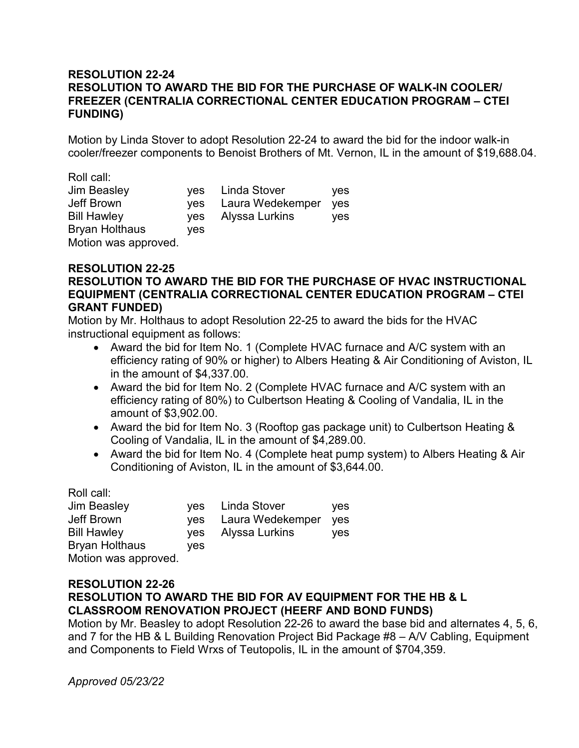**RESOLUTION 22-24**
**RESOLUTION TO AWARD THE BID FOR THE PURCHASE OF WALK-IN COOLER/ FREEZER (CENTRALIA CORRECTIONAL CENTER EDUCATION PROGRAM – CTEI FUNDING)**

Motion by Linda Stover to adopt Resolution 22-24 to award the bid for the indoor walk-in cooler/freezer components to Benoist Brothers of Mt. Vernon, IL in the amount of $19,688.04.

Roll call:

| | | | |
|---|---|---|---|
| Jim Beasley | yes | Linda Stover | yes |
| Jeff Brown | yes | Laura Wedekemper | yes |
| Bill Hawley | yes | Alyssa Lurkins | yes |
| Bryan Holthaus | yes | | |

Motion was approved.

**RESOLUTION 22-25**
**RESOLUTION TO AWARD THE BID FOR THE PURCHASE OF HVAC INSTRUCTIONAL EQUIPMENT (CENTRALIA CORRECTIONAL CENTER EDUCATION PROGRAM – CTEI GRANT FUNDED)**

Motion by Mr. Holthaus to adopt Resolution 22-25 to award the bids for the HVAC instructional equipment as follows:

- Award the bid for Item No. 1 (Complete HVAC furnace and A/C system with an efficiency rating of 90% or higher) to Albers Heating & Air Conditioning of Aviston, IL in the amount of $4,337.00.
- Award the bid for Item No. 2 (Complete HVAC furnace and A/C system with an efficiency rating of 80%) to Culbertson Heating & Cooling of Vandalia, IL in the amount of $3,902.00.
- Award the bid for Item No. 3 (Rooftop gas package unit) to Culbertson Heating & Cooling of Vandalia, IL in the amount of $4,289.00.
- Award the bid for Item No. 4 (Complete heat pump system) to Albers Heating & Air Conditioning of Aviston, IL in the amount of $3,644.00.

Roll call:

| | | | |
|---|---|---|---|
| Jim Beasley | yes | Linda Stover | yes |
| Jeff Brown | yes | Laura Wedekemper | yes |
| Bill Hawley | yes | Alyssa Lurkins | yes |
| Bryan Holthaus | yes | | |

Motion was approved.

**RESOLUTION 22-26**
**RESOLUTION TO AWARD THE BID FOR AV EQUIPMENT FOR THE HB & L CLASSROOM RENOVATION PROJECT (HEERF AND BOND FUNDS)**

Motion by Mr. Beasley to adopt Resolution 22-26 to award the base bid and alternates 4, 5, 6, and 7 for the HB & L Building Renovation Project Bid Package #8 – A/V Cabling, Equipment and Components to Field Wrxs of Teutopolis, IL in the amount of $704,359.

*Approved 05/23/22*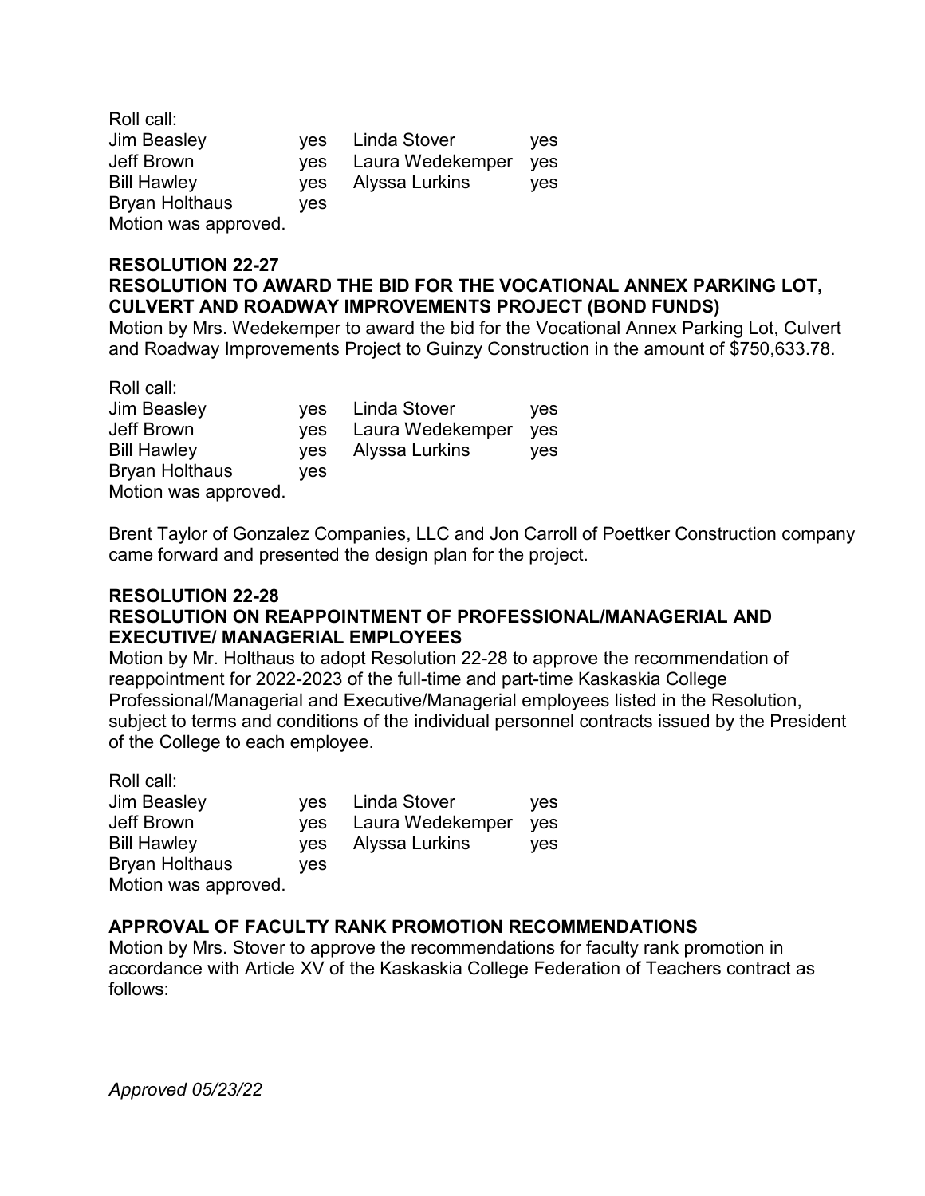Roll call:

| | | | |
|---|---|---|---|
| Jim Beasley | yes | Linda Stover | yes |
| Jeff Brown | yes | Laura Wedekemper | yes |
| Bill Hawley | yes | Alyssa Lurkins | yes |
| Bryan Holthaus | yes | | |

Motion was approved.

**RESOLUTION 22-27**
**RESOLUTION TO AWARD THE BID FOR THE VOCATIONAL ANNEX PARKING LOT, CULVERT AND ROADWAY IMPROVEMENTS PROJECT (BOND FUNDS)**

Motion by Mrs. Wedekemper to award the bid for the Vocational Annex Parking Lot, Culvert and Roadway Improvements Project to Guinzy Construction in the amount of $750,633.78.

Roll call:

| | | | |
|---|---|---|---|
| Jim Beasley | yes | Linda Stover | yes |
| Jeff Brown | yes | Laura Wedekemper | yes |
| Bill Hawley | yes | Alyssa Lurkins | yes |
| Bryan Holthaus | yes | | |

Motion was approved.

Brent Taylor of Gonzalez Companies, LLC and Jon Carroll of Poettker Construction company came forward and presented the design plan for the project.

**RESOLUTION 22-28**
**RESOLUTION ON REAPPOINTMENT OF PROFESSIONAL/MANAGERIAL AND EXECUTIVE/ MANAGERIAL EMPLOYEES**

Motion by Mr. Holthaus to adopt Resolution 22-28 to approve the recommendation of reappointment for 2022-2023 of the full-time and part-time Kaskaskia College Professional/Managerial and Executive/Managerial employees listed in the Resolution, subject to terms and conditions of the individual personnel contracts issued by the President of the College to each employee.

Roll call:

| | | | |
|---|---|---|---|
| Jim Beasley | yes | Linda Stover | yes |
| Jeff Brown | yes | Laura Wedekemper | yes |
| Bill Hawley | yes | Alyssa Lurkins | yes |
| Bryan Holthaus | yes | | |

Motion was approved.

**APPROVAL OF FACULTY RANK PROMOTION RECOMMENDATIONS**

Motion by Mrs. Stover to approve the recommendations for faculty rank promotion in accordance with Article XV of the Kaskaskia College Federation of Teachers contract as follows:

*Approved 05/23/22*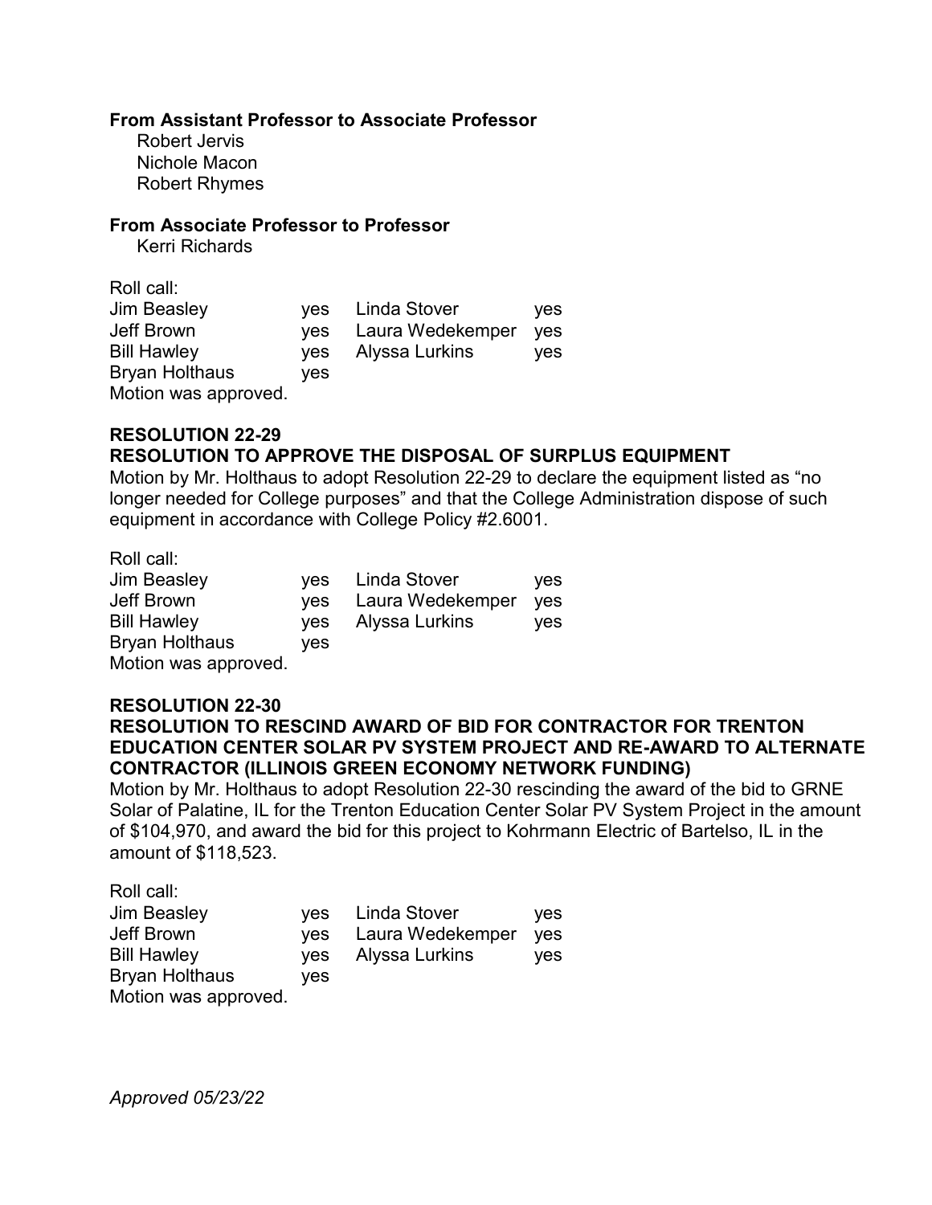**From Assistant Professor to Associate Professor**

Robert Jervis
Nichole Macon
Robert Rhymes

**From Associate Professor to Professor**

Kerri Richards

Roll call:

| | | | |
|---|---|---|---|
| Jim Beasley | yes | Linda Stover | yes |
| Jeff Brown | yes | Laura Wedekemper | yes |
| Bill Hawley | yes | Alyssa Lurkins | yes |
| Bryan Holthaus | yes | | |

Motion was approved.

**RESOLUTION 22-29**
**RESOLUTION TO APPROVE THE DISPOSAL OF SURPLUS EQUIPMENT**

Motion by Mr. Holthaus to adopt Resolution 22-29 to declare the equipment listed as "no longer needed for College purposes" and that the College Administration dispose of such equipment in accordance with College Policy #2.6001.

Roll call:

| | | | |
|---|---|---|---|
| Jim Beasley | yes | Linda Stover | yes |
| Jeff Brown | yes | Laura Wedekemper | yes |
| Bill Hawley | yes | Alyssa Lurkins | yes |
| Bryan Holthaus | yes | | |

Motion was approved.

**RESOLUTION 22-30**
**RESOLUTION TO RESCIND AWARD OF BID FOR CONTRACTOR FOR TRENTON EDUCATION CENTER SOLAR PV SYSTEM PROJECT AND RE-AWARD TO ALTERNATE CONTRACTOR (ILLINOIS GREEN ECONOMY NETWORK FUNDING)**

Motion by Mr. Holthaus to adopt Resolution 22-30 rescinding the award of the bid to GRNE Solar of Palatine, IL for the Trenton Education Center Solar PV System Project in the amount of $104,970, and award the bid for this project to Kohrmann Electric of Bartelso, IL in the amount of $118,523.

Roll call:

| | | | |
|---|---|---|---|
| Jim Beasley | yes | Linda Stover | yes |
| Jeff Brown | yes | Laura Wedekemper | yes |
| Bill Hawley | yes | Alyssa Lurkins | yes |
| Bryan Holthaus | yes | | |

Motion was approved.

*Approved 05/23/22*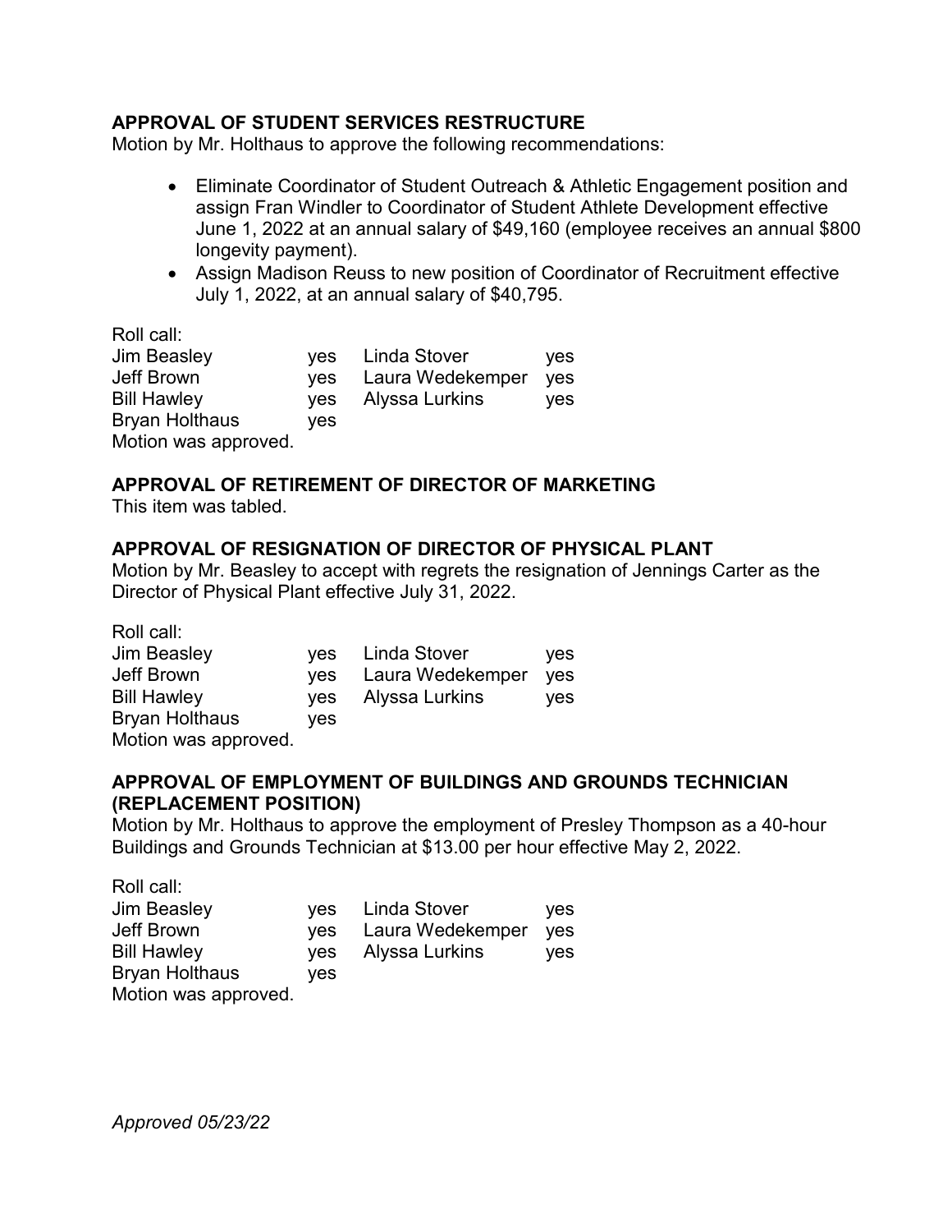## APPROVAL OF STUDENT SERVICES RESTRUCTURE

Motion by Mr. Holthaus to approve the following recommendations:

- Eliminate Coordinator of Student Outreach & Athletic Engagement position and assign Fran Windler to Coordinator of Student Athlete Development effective June 1, 2022 at an annual salary of $49,160 (employee receives an annual $800 longevity payment).
- Assign Madison Reuss to new position of Coordinator of Recruitment effective July 1, 2022, at an annual salary of $40,795.

Roll call:

| | | | |
|---|---|---|---|
| Jim Beasley | yes | Linda Stover | yes |
| Jeff Brown | yes | Laura Wedekemper | yes |
| Bill Hawley | yes | Alyssa Lurkins | yes |
| Bryan Holthaus | yes | | |

Motion was approved.

## APPROVAL OF RETIREMENT OF DIRECTOR OF MARKETING

This item was tabled.

## APPROVAL OF RESIGNATION OF DIRECTOR OF PHYSICAL PLANT

Motion by Mr. Beasley to accept with regrets the resignation of Jennings Carter as the Director of Physical Plant effective July 31, 2022.

Roll call:

| | | | |
|---|---|---|---|
| Jim Beasley | yes | Linda Stover | yes |
| Jeff Brown | yes | Laura Wedekemper | yes |
| Bill Hawley | yes | Alyssa Lurkins | yes |
| Bryan Holthaus | yes | | |

Motion was approved.

## APPROVAL OF EMPLOYMENT OF BUILDINGS AND GROUNDS TECHNICIAN (REPLACEMENT POSITION)

Motion by Mr. Holthaus to approve the employment of Presley Thompson as a 40-hour Buildings and Grounds Technician at $13.00 per hour effective May 2, 2022.

Roll call:

| | | | |
|---|---|---|---|
| Jim Beasley | yes | Linda Stover | yes |
| Jeff Brown | yes | Laura Wedekemper | yes |
| Bill Hawley | yes | Alyssa Lurkins | yes |
| Bryan Holthaus | yes | | |

Motion was approved.

*Approved 05/23/22*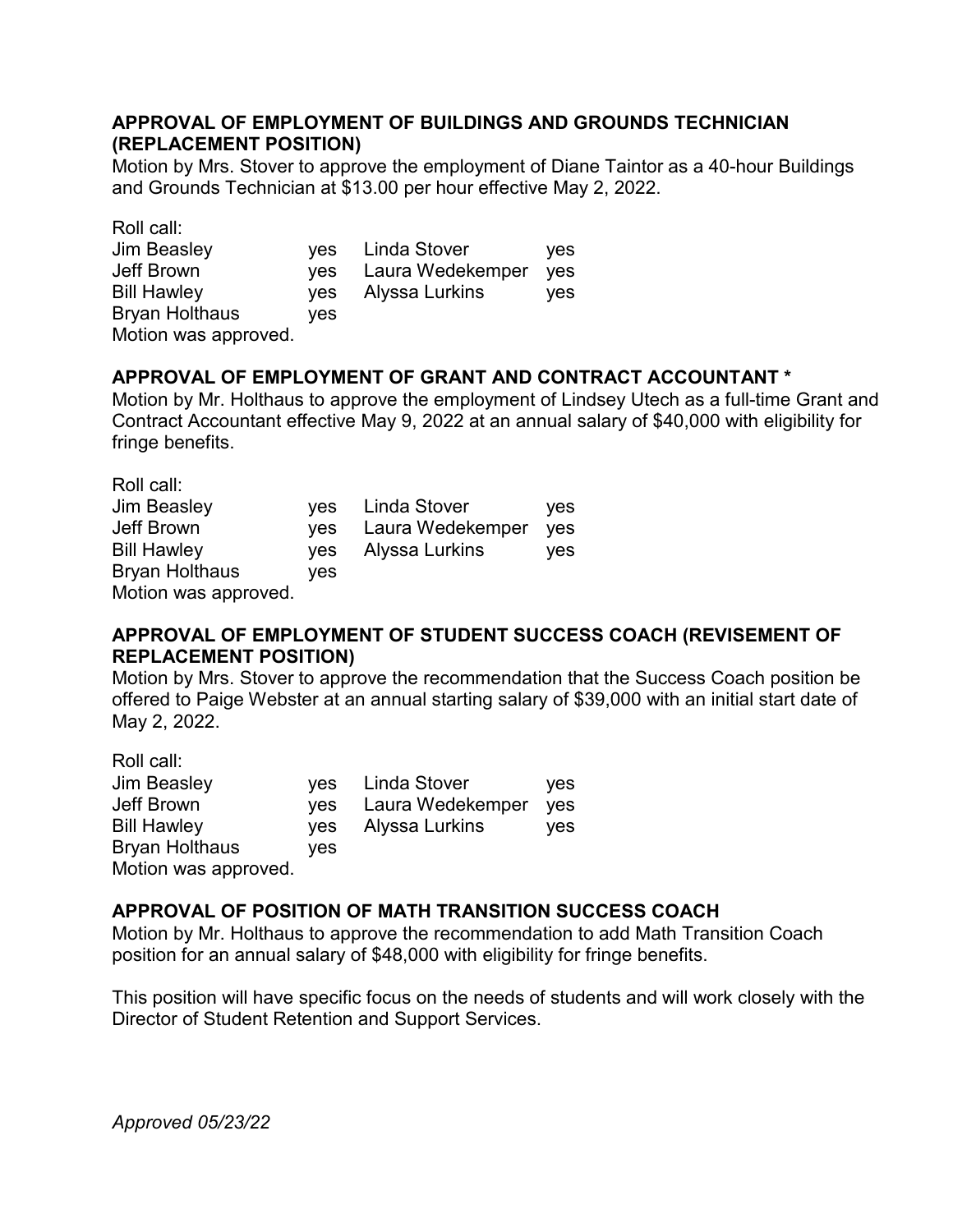### APPROVAL OF EMPLOYMENT OF BUILDINGS AND GROUNDS TECHNICIAN (REPLACEMENT POSITION)

Motion by Mrs. Stover to approve the employment of Diane Taintor as a 40-hour Buildings and Grounds Technician at $13.00 per hour effective May 2, 2022.

Roll call:

| | | | |
|---|---|---|---|
| Jim Beasley | yes | Linda Stover | yes |
| Jeff Brown | yes | Laura Wedekemper | yes |
| Bill Hawley | yes | Alyssa Lurkins | yes |
| Bryan Holthaus | yes | | |

Motion was approved.

### APPROVAL OF EMPLOYMENT OF GRANT AND CONTRACT ACCOUNTANT *

Motion by Mr. Holthaus to approve the employment of Lindsey Utech as a full-time Grant and Contract Accountant effective May 9, 2022 at an annual salary of $40,000 with eligibility for fringe benefits.

Roll call:

| | | | |
|---|---|---|---|
| Jim Beasley | yes | Linda Stover | yes |
| Jeff Brown | yes | Laura Wedekemper | yes |
| Bill Hawley | yes | Alyssa Lurkins | yes |
| Bryan Holthaus | yes | | |

Motion was approved.

### APPROVAL OF EMPLOYMENT OF STUDENT SUCCESS COACH (REVISEMENT OF REPLACEMENT POSITION)

Motion by Mrs. Stover to approve the recommendation that the Success Coach position be offered to Paige Webster at an annual starting salary of $39,000 with an initial start date of May 2, 2022.

Roll call:

| | | | |
|---|---|---|---|
| Jim Beasley | yes | Linda Stover | yes |
| Jeff Brown | yes | Laura Wedekemper | yes |
| Bill Hawley | yes | Alyssa Lurkins | yes |
| Bryan Holthaus | yes | | |

Motion was approved.

### APPROVAL OF POSITION OF MATH TRANSITION SUCCESS COACH

Motion by Mr. Holthaus to approve the recommendation to add Math Transition Coach position for an annual salary of $48,000 with eligibility for fringe benefits.

This position will have specific focus on the needs of students and will work closely with the Director of Student Retention and Support Services.

*Approved 05/23/22*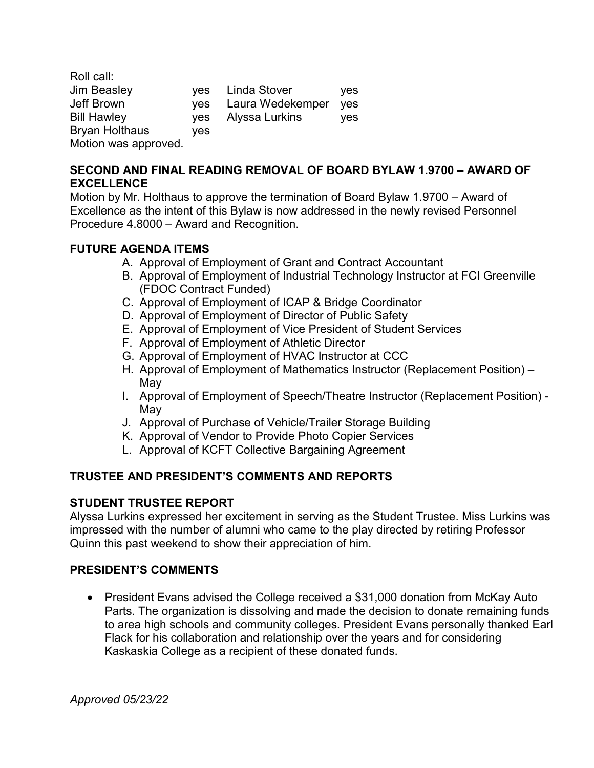Roll call:

| | | | |
|---|---|---|---|
| Jim Beasley | yes | Linda Stover | yes |
| Jeff Brown | yes | Laura Wedekemper | yes |
| Bill Hawley | yes | Alyssa Lurkins | yes |
| Bryan Holthaus | yes | | |

Motion was approved.

**SECOND AND FINAL READING REMOVAL OF BOARD BYLAW 1.9700 – AWARD OF EXCELLENCE**

Motion by Mr. Holthaus to approve the termination of Board Bylaw 1.9700 – Award of Excellence as the intent of this Bylaw is now addressed in the newly revised Personnel Procedure 4.8000 – Award and Recognition.

**FUTURE AGENDA ITEMS**

A. Approval of Employment of Grant and Contract Accountant
B. Approval of Employment of Industrial Technology Instructor at FCI Greenville (FDOC Contract Funded)
C. Approval of Employment of ICAP & Bridge Coordinator
D. Approval of Employment of Director of Public Safety
E. Approval of Employment of Vice President of Student Services
F. Approval of Employment of Athletic Director
G. Approval of Employment of HVAC Instructor at CCC
H. Approval of Employment of Mathematics Instructor (Replacement Position) – May
I. Approval of Employment of Speech/Theatre Instructor (Replacement Position) - May
J. Approval of Purchase of Vehicle/Trailer Storage Building
K. Approval of Vendor to Provide Photo Copier Services
L. Approval of KCFT Collective Bargaining Agreement

**TRUSTEE AND PRESIDENT'S COMMENTS AND REPORTS**

**STUDENT TRUSTEE REPORT**

Alyssa Lurkins expressed her excitement in serving as the Student Trustee. Miss Lurkins was impressed with the number of alumni who came to the play directed by retiring Professor Quinn this past weekend to show their appreciation of him.

**PRESIDENT'S COMMENTS**

- President Evans advised the College received a $31,000 donation from McKay Auto Parts. The organization is dissolving and made the decision to donate remaining funds to area high schools and community colleges. President Evans personally thanked Earl Flack for his collaboration and relationship over the years and for considering Kaskaskia College as a recipient of these donated funds.

*Approved 05/23/22*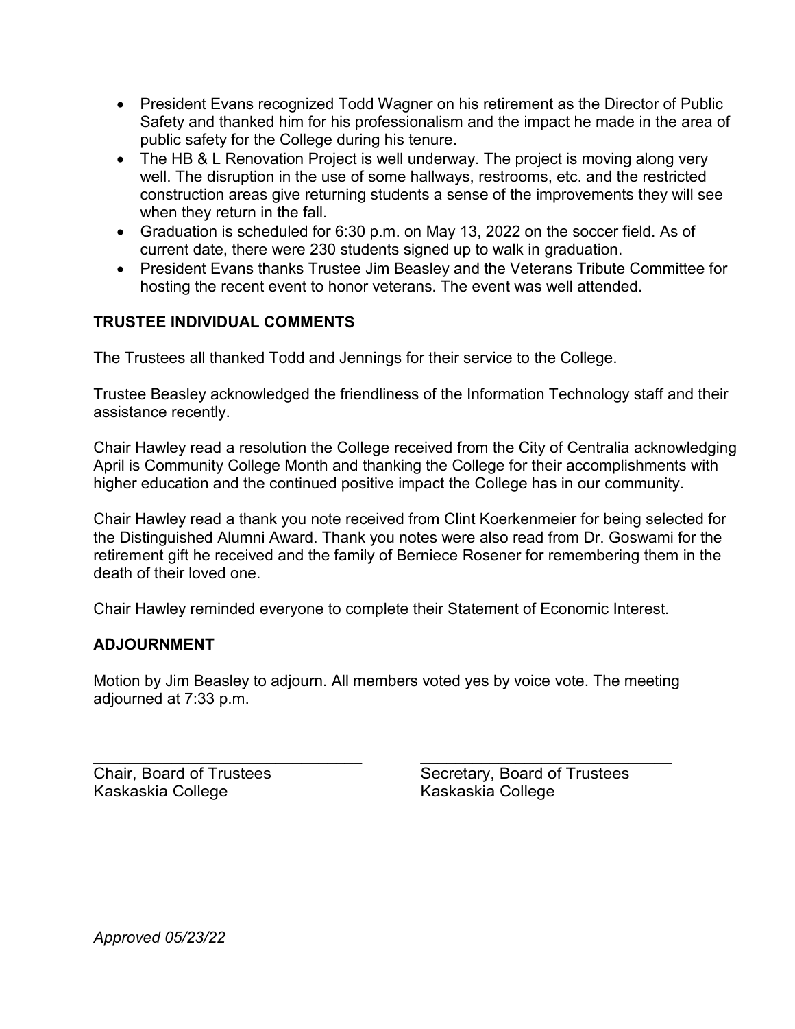- President Evans recognized Todd Wagner on his retirement as the Director of Public Safety and thanked him for his professionalism and the impact he made in the area of public safety for the College during his tenure.
- The HB & L Renovation Project is well underway. The project is moving along very well. The disruption in the use of some hallways, restrooms, etc. and the restricted construction areas give returning students a sense of the improvements they will see when they return in the fall.
- Graduation is scheduled for 6:30 p.m. on May 13, 2022 on the soccer field. As of current date, there were 230 students signed up to walk in graduation.
- President Evans thanks Trustee Jim Beasley and the Veterans Tribute Committee for hosting the recent event to honor veterans. The event was well attended.

**TRUSTEE INDIVIDUAL COMMENTS**

The Trustees all thanked Todd and Jennings for their service to the College.

Trustee Beasley acknowledged the friendliness of the Information Technology staff and their assistance recently.

Chair Hawley read a resolution the College received from the City of Centralia acknowledging April is Community College Month and thanking the College for their accomplishments with higher education and the continued positive impact the College has in our community.

Chair Hawley read a thank you note received from Clint Koerkenmeier for being selected for the Distinguished Alumni Award. Thank you notes were also read from Dr. Goswami for the retirement gift he received and the family of Berniece Rosener for remembering them in the death of their loved one.

Chair Hawley reminded everyone to complete their Statement of Economic Interest.

**ADJOURNMENT**

Motion by Jim Beasley to adjourn. All members voted yes by voice vote. The meeting adjourned at 7:33 p.m.

\_\_\_\_\_\_\_\_\_\_\_\_\_\_\_\_\_\_\_\_\_\_\_\_\_\_\_\_\_\_\_\_
Chair, Board of Trustees
Kaskaskia College

\_\_\_\_\_\_\_\_\_\_\_\_\_\_\_\_\_\_\_\_\_\_\_\_\_\_\_\_\_\_\_\_
Secretary, Board of Trustees
Kaskaskia College

*Approved 05/23/22*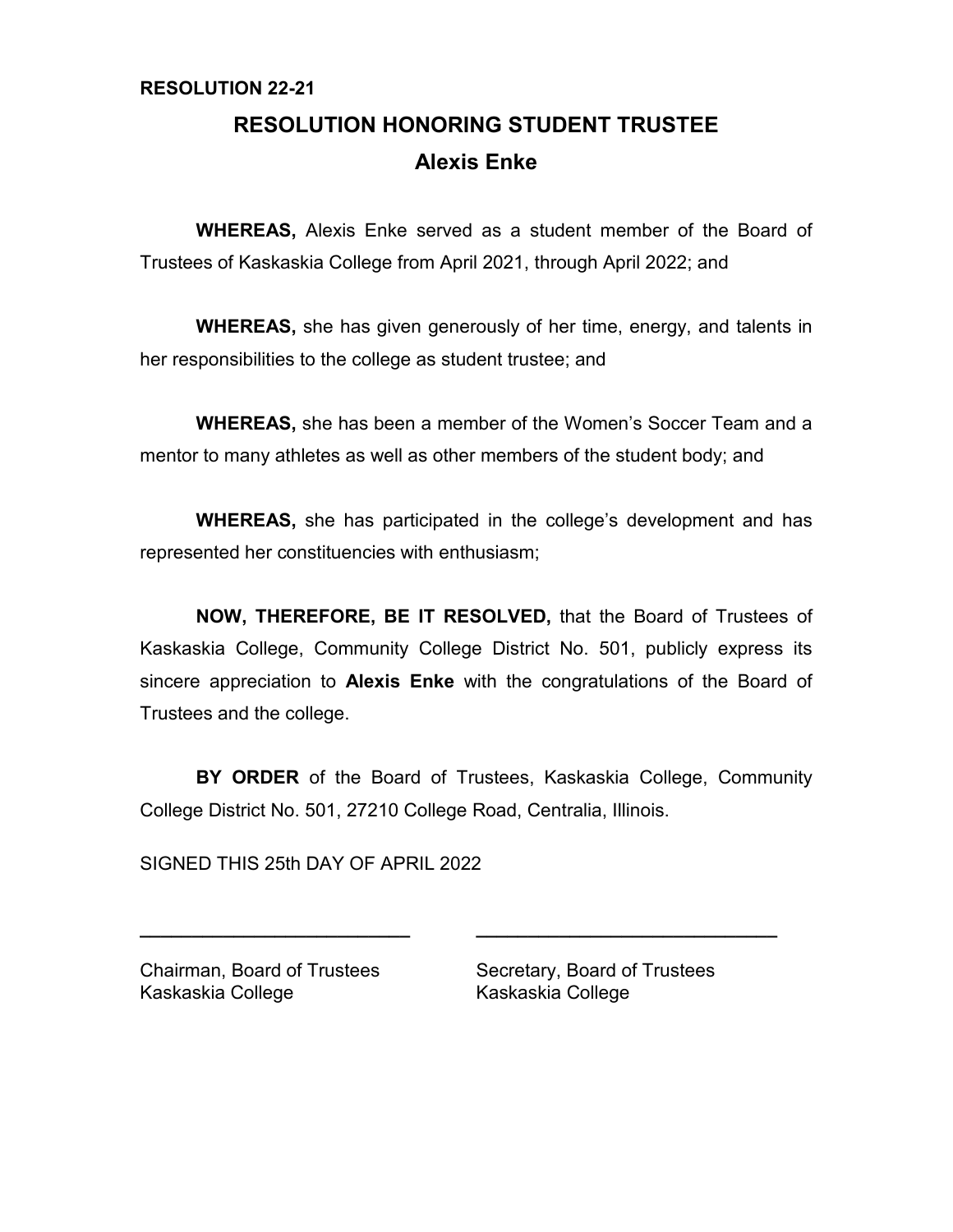**RESOLUTION 22-21**

## RESOLUTION HONORING STUDENT TRUSTEE
## Alexis Enke

**WHEREAS,** Alexis Enke served as a student member of the Board of Trustees of Kaskaskia College from April 2021, through April 2022; and

**WHEREAS,** she has given generously of her time, energy, and talents in her responsibilities to the college as student trustee; and

**WHEREAS,** she has been a member of the Women's Soccer Team and a mentor to many athletes as well as other members of the student body; and

**WHEREAS,** she has participated in the college's development and has represented her constituencies with enthusiasm;

**NOW, THEREFORE, BE IT RESOLVED,** that the Board of Trustees of Kaskaskia College, Community College District No. 501, publicly express its sincere appreciation to **Alexis Enke** with the congratulations of the Board of Trustees and the college.

**BY ORDER** of the Board of Trustees, Kaskaskia College, Community College District No. 501, 27210 College Road, Centralia, Illinois.

SIGNED THIS 25th DAY OF APRIL 2022

___________________________

Chairman, Board of Trustees
Kaskaskia College

___________________________

Secretary, Board of Trustees
Kaskaskia College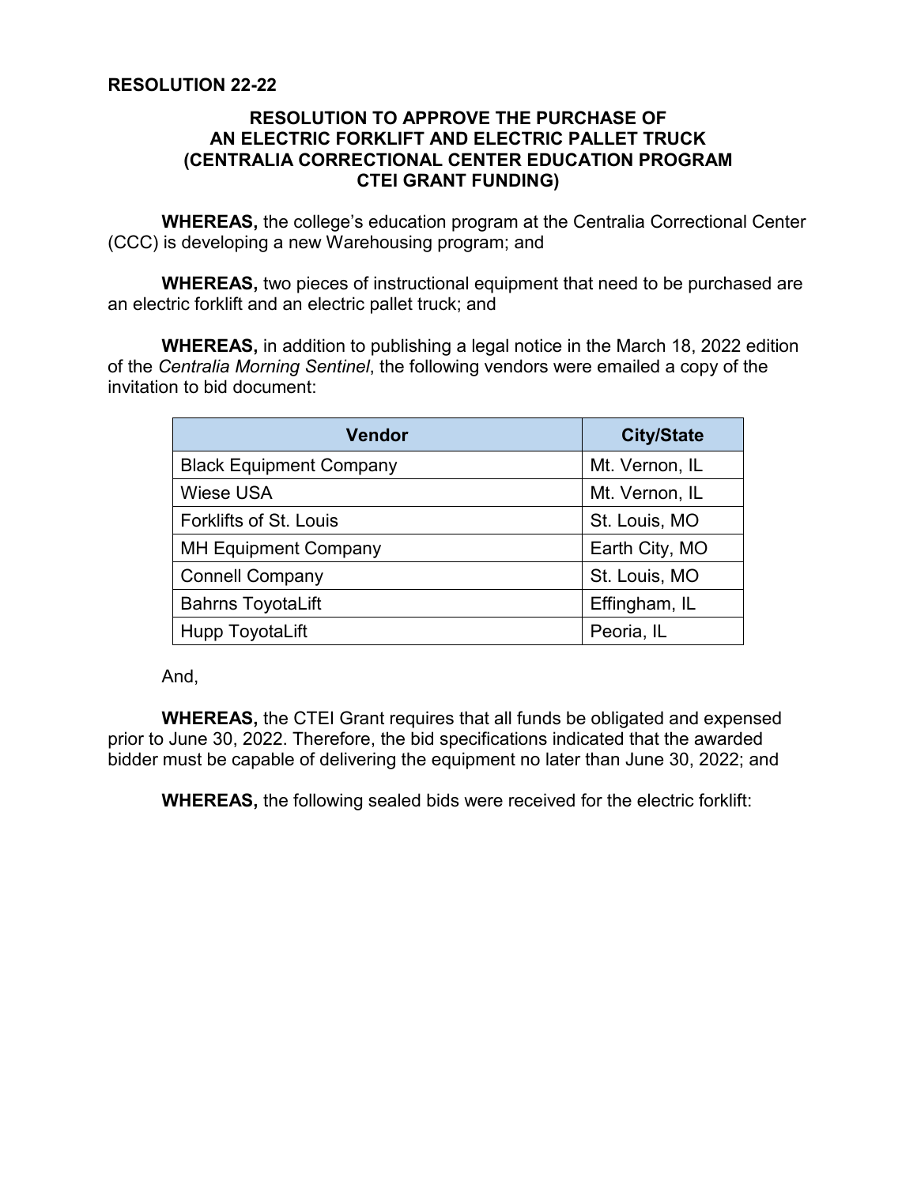**RESOLUTION 22-22**

**RESOLUTION TO APPROVE THE PURCHASE OF AN ELECTRIC FORKLIFT AND ELECTRIC PALLET TRUCK (CENTRALIA CORRECTIONAL CENTER EDUCATION PROGRAM CTEI GRANT FUNDING)**

**WHEREAS,** the college's education program at the Centralia Correctional Center (CCC) is developing a new Warehousing program; and

**WHEREAS,** two pieces of instructional equipment that need to be purchased are an electric forklift and an electric pallet truck; and

**WHEREAS,** in addition to publishing a legal notice in the March 18, 2022 edition of the *Centralia Morning Sentinel*, the following vendors were emailed a copy of the invitation to bid document:

| Vendor | City/State |
|---|---|
| Black Equipment Company | Mt. Vernon, IL |
| Wiese USA | Mt. Vernon, IL |
| Forklifts of St. Louis | St. Louis, MO |
| MH Equipment Company | Earth City, MO |
| Connell Company | St. Louis, MO |
| Bahrns ToyotaLift | Effingham, IL |
| Hupp ToyotaLift | Peoria, IL |

And,

**WHEREAS,** the CTEI Grant requires that all funds be obligated and expensed prior to June 30, 2022. Therefore, the bid specifications indicated that the awarded bidder must be capable of delivering the equipment no later than June 30, 2022; and

**WHEREAS,** the following sealed bids were received for the electric forklift: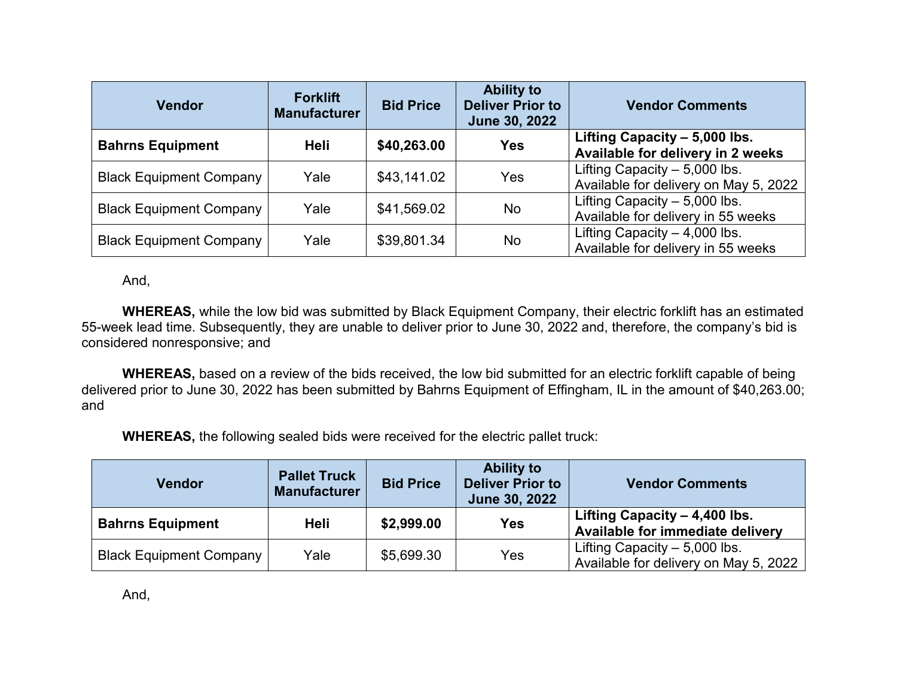| Vendor | Forklift Manufacturer | Bid Price | Ability to Deliver Prior to June 30, 2022 | Vendor Comments |
|---|---|---|---|---|
| **Bahrns Equipment** | **Heli** | **$40,263.00** | **Yes** | **Lifting Capacity – 5,000 lbs. Available for delivery in 2 weeks** |
| Black Equipment Company | Yale | $43,141.02 | Yes | Lifting Capacity – 5,000 lbs. Available for delivery on May 5, 2022 |
| Black Equipment Company | Yale | $41,569.02 | No | Lifting Capacity – 5,000 lbs. Available for delivery in 55 weeks |
| Black Equipment Company | Yale | $39,801.34 | No | Lifting Capacity – 4,000 lbs. Available for delivery in 55 weeks |

And,

**WHEREAS,** while the low bid was submitted by Black Equipment Company, their electric forklift has an estimated 55-week lead time. Subsequently, they are unable to deliver prior to June 30, 2022 and, therefore, the company's bid is considered nonresponsive; and

**WHEREAS,** based on a review of the bids received, the low bid submitted for an electric forklift capable of being delivered prior to June 30, 2022 has been submitted by Bahrns Equipment of Effingham, IL in the amount of $40,263.00; and

**WHEREAS,** the following sealed bids were received for the electric pallet truck:

| Vendor | Pallet Truck Manufacturer | Bid Price | Ability to Deliver Prior to June 30, 2022 | Vendor Comments |
|---|---|---|---|---|
| **Bahrns Equipment** | **Heli** | **$2,999.00** | **Yes** | **Lifting Capacity – 4,400 lbs. Available for immediate delivery** |
| Black Equipment Company | Yale | $5,699.30 | Yes | Lifting Capacity – 5,000 lbs. Available for delivery on May 5, 2022 |

And,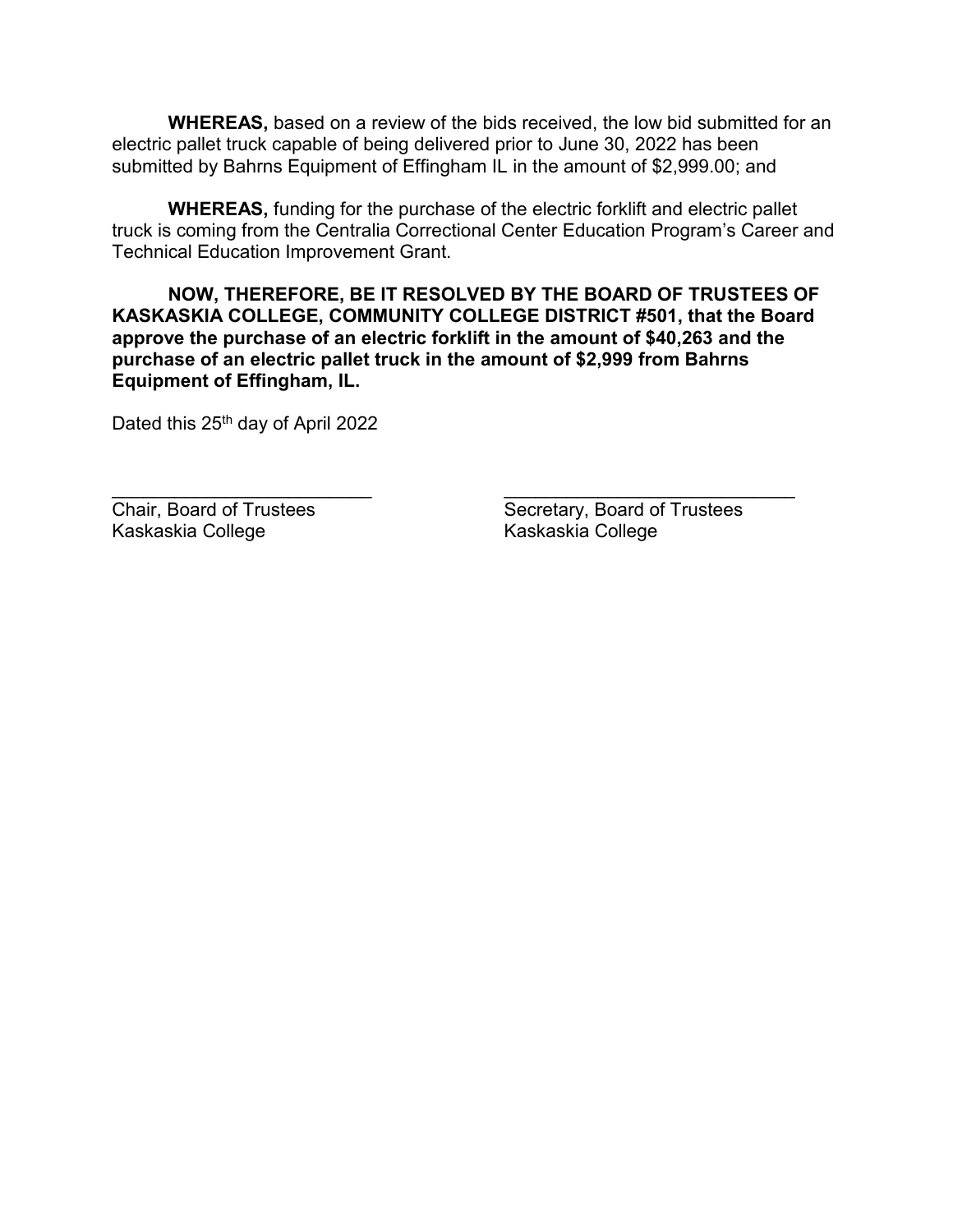**WHEREAS,** based on a review of the bids received, the low bid submitted for an electric pallet truck capable of being delivered prior to June 30, 2022 has been submitted by Bahrns Equipment of Effingham IL in the amount of $2,999.00; and

**WHEREAS,** funding for the purchase of the electric forklift and electric pallet truck is coming from the Centralia Correctional Center Education Program's Career and Technical Education Improvement Grant.

**NOW, THEREFORE, BE IT RESOLVED BY THE BOARD OF TRUSTEES OF KASKASKIA COLLEGE, COMMUNITY COLLEGE DISTRICT #501, that the Board approve the purchase of an electric forklift in the amount of $40,263 and the purchase of an electric pallet truck in the amount of $2,999 from Bahrns Equipment of Effingham, IL.**

Dated this 25th day of April 2022

\_\_\_\_\_\_\_\_\_\_\_\_\_\_\_\_\_\_\_\_\_\_\_\_\_\_\_
Chair, Board of Trustees
Kaskaskia College

\_\_\_\_\_\_\_\_\_\_\_\_\_\_\_\_\_\_\_\_\_\_\_\_\_\_\_
Secretary, Board of Trustees
Kaskaskia College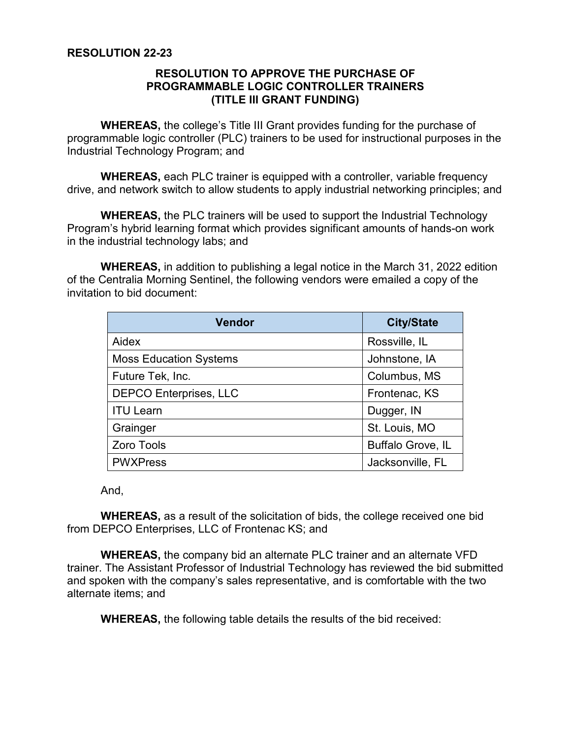**RESOLUTION 22-23**

## RESOLUTION TO APPROVE THE PURCHASE OF PROGRAMMABLE LOGIC CONTROLLER TRAINERS (TITLE III GRANT FUNDING)

**WHEREAS,** the college's Title III Grant provides funding for the purchase of programmable logic controller (PLC) trainers to be used for instructional purposes in the Industrial Technology Program; and

**WHEREAS,** each PLC trainer is equipped with a controller, variable frequency drive, and network switch to allow students to apply industrial networking principles; and

**WHEREAS,** the PLC trainers will be used to support the Industrial Technology Program's hybrid learning format which provides significant amounts of hands-on work in the industrial technology labs; and

**WHEREAS,** in addition to publishing a legal notice in the March 31, 2022 edition of the Centralia Morning Sentinel, the following vendors were emailed a copy of the invitation to bid document:

| Vendor | City/State |
| --- | --- |
| Aidex | Rossville, IL |
| Moss Education Systems | Johnstone, IA |
| Future Tek, Inc. | Columbus, MS |
| DEPCO Enterprises, LLC | Frontenac, KS |
| ITU Learn | Dugger, IN |
| Grainger | St. Louis, MO |
| Zoro Tools | Buffalo Grove, IL |
| PWXPress | Jacksonville, FL |

And,

**WHEREAS,** as a result of the solicitation of bids, the college received one bid from DEPCO Enterprises, LLC of Frontenac KS; and

**WHEREAS,** the company bid an alternate PLC trainer and an alternate VFD trainer. The Assistant Professor of Industrial Technology has reviewed the bid submitted and spoken with the company's sales representative, and is comfortable with the two alternate items; and

**WHEREAS,** the following table details the results of the bid received: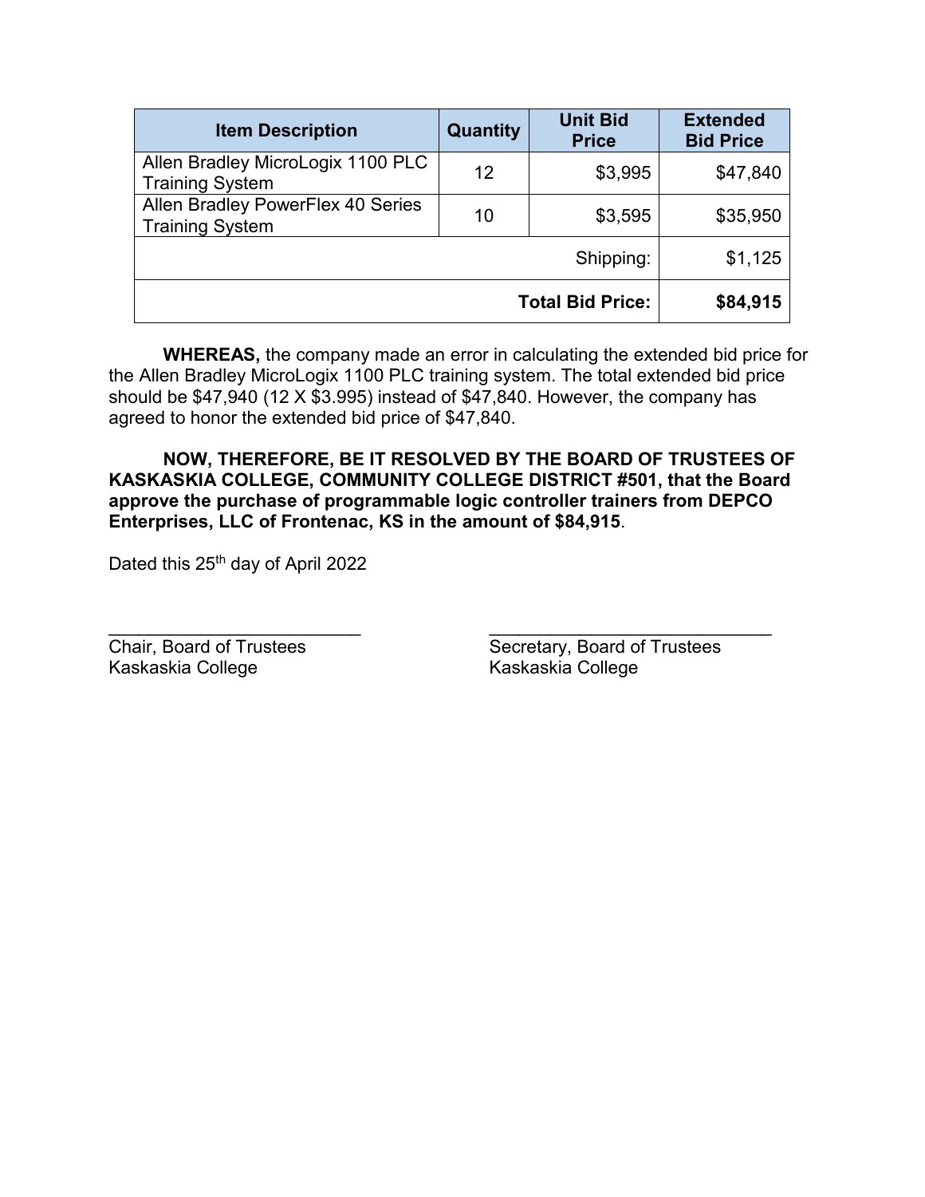| Item Description | Quantity | Unit Bid Price | Extended Bid Price |
|---|---|---|---|
| Allen Bradley MicroLogix 1100 PLC Training System | 12 | $3,995 | $47,840 |
| Allen Bradley PowerFlex 40 Series Training System | 10 | $3,595 | $35,950 |
| | | Shipping: | $1,125 |
| | | **Total Bid Price:** | **$84,915** |

**WHEREAS,** the company made an error in calculating the extended bid price for the Allen Bradley MicroLogix 1100 PLC training system. The total extended bid price should be $47,940 (12 X $3.995) instead of $47,840. However, the company has agreed to honor the extended bid price of $47,840.

**NOW, THEREFORE, BE IT RESOLVED BY THE BOARD OF TRUSTEES OF KASKASKIA COLLEGE, COMMUNITY COLLEGE DISTRICT #501, that the Board approve the purchase of programmable logic controller trainers from DEPCO Enterprises, LLC of Frontenac, KS in the amount of $84,915**.

Dated this 25th day of April 2022

\_\_\_\_\_\_\_\_\_\_\_\_\_\_\_\_\_\_\_\_\_\_\_\_\_\_
Chair, Board of Trustees
Kaskaskia College

\_\_\_\_\_\_\_\_\_\_\_\_\_\_\_\_\_\_\_\_\_\_\_\_\_\_
Secretary, Board of Trustees
Kaskaskia College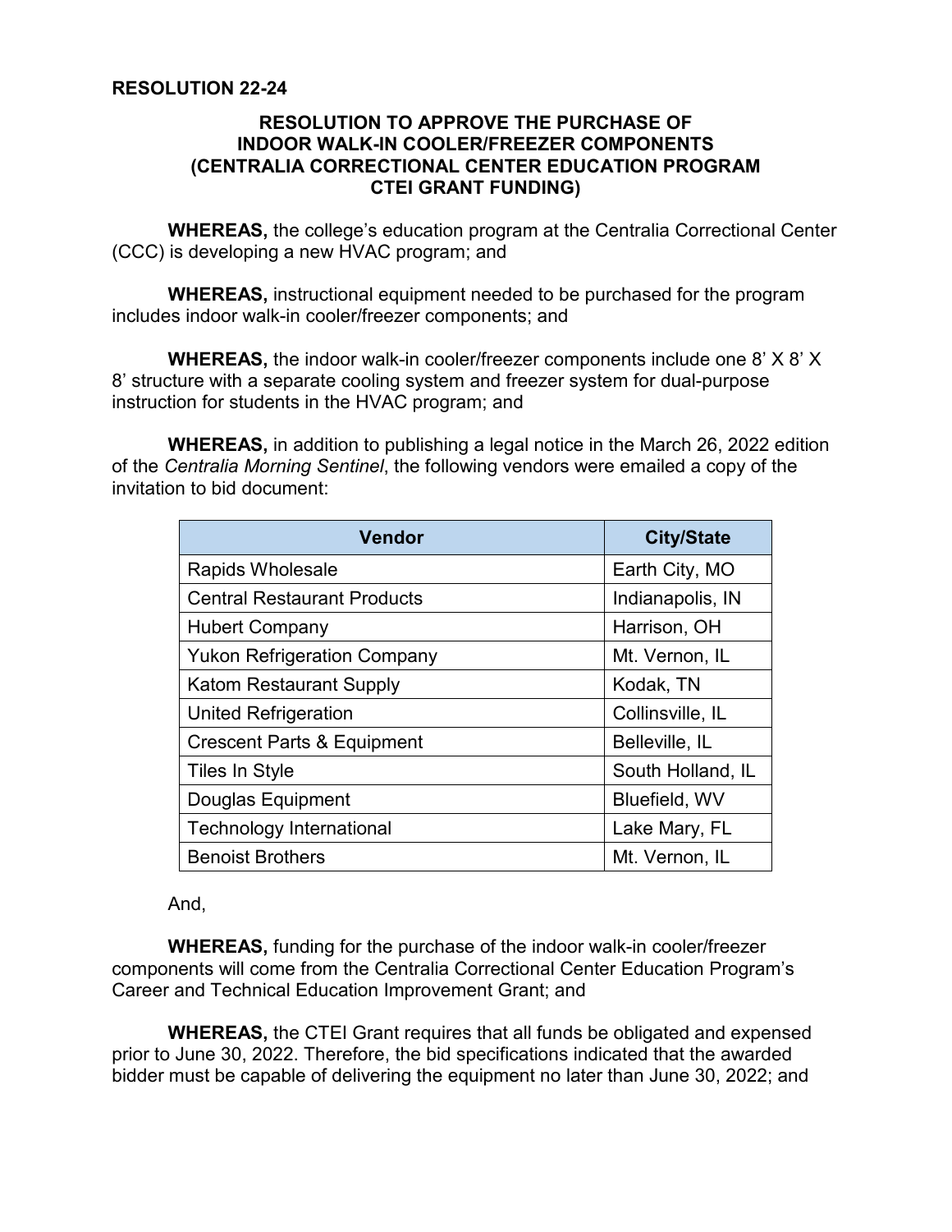**RESOLUTION 22-24**

**RESOLUTION TO APPROVE THE PURCHASE OF INDOOR WALK-IN COOLER/FREEZER COMPONENTS (CENTRALIA CORRECTIONAL CENTER EDUCATION PROGRAM CTEI GRANT FUNDING)**

**WHEREAS,** the college's education program at the Centralia Correctional Center (CCC) is developing a new HVAC program; and

**WHEREAS,** instructional equipment needed to be purchased for the program includes indoor walk-in cooler/freezer components; and

**WHEREAS,** the indoor walk-in cooler/freezer components include one 8' X 8' X 8' structure with a separate cooling system and freezer system for dual-purpose instruction for students in the HVAC program; and

**WHEREAS,** in addition to publishing a legal notice in the March 26, 2022 edition of the *Centralia Morning Sentinel*, the following vendors were emailed a copy of the invitation to bid document:

| Vendor | City/State |
| --- | --- |
| Rapids Wholesale | Earth City, MO |
| Central Restaurant Products | Indianapolis, IN |
| Hubert Company | Harrison, OH |
| Yukon Refrigeration Company | Mt. Vernon, IL |
| Katom Restaurant Supply | Kodak, TN |
| United Refrigeration | Collinsville, IL |
| Crescent Parts & Equipment | Belleville, IL |
| Tiles In Style | South Holland, IL |
| Douglas Equipment | Bluefield, WV |
| Technology International | Lake Mary, FL |
| Benoist Brothers | Mt. Vernon, IL |

And,

**WHEREAS,** funding for the purchase of the indoor walk-in cooler/freezer components will come from the Centralia Correctional Center Education Program's Career and Technical Education Improvement Grant; and

**WHEREAS,** the CTEI Grant requires that all funds be obligated and expensed prior to June 30, 2022. Therefore, the bid specifications indicated that the awarded bidder must be capable of delivering the equipment no later than June 30, 2022; and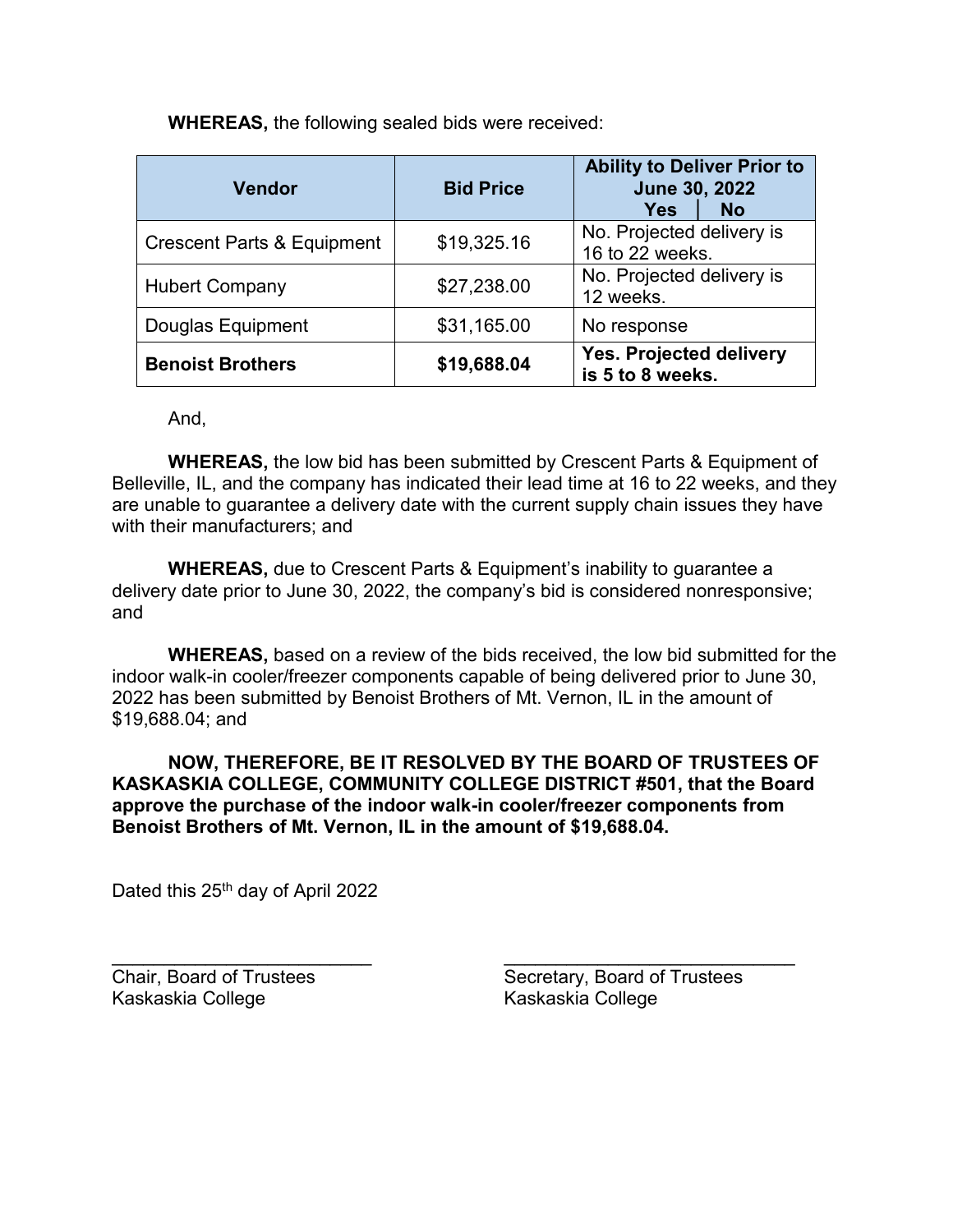**WHEREAS,** the following sealed bids were received:

| Vendor | Bid Price | Ability to Deliver Prior to June 30, 2022 Yes │ No |
|---|---|---|
| Crescent Parts & Equipment | $19,325.16 | No. Projected delivery is 16 to 22 weeks. |
| Hubert Company | $27,238.00 | No. Projected delivery is 12 weeks. |
| Douglas Equipment | $31,165.00 | No response |
| **Benoist Brothers** | **$19,688.04** | **Yes. Projected delivery is 5 to 8 weeks.** |

And,

**WHEREAS,** the low bid has been submitted by Crescent Parts & Equipment of Belleville, IL, and the company has indicated their lead time at 16 to 22 weeks, and they are unable to guarantee a delivery date with the current supply chain issues they have with their manufacturers; and

**WHEREAS,** due to Crescent Parts & Equipment's inability to guarantee a delivery date prior to June 30, 2022, the company's bid is considered nonresponsive; and

**WHEREAS,** based on a review of the bids received, the low bid submitted for the indoor walk-in cooler/freezer components capable of being delivered prior to June 30, 2022 has been submitted by Benoist Brothers of Mt. Vernon, IL in the amount of $19,688.04; and

**NOW, THEREFORE, BE IT RESOLVED BY THE BOARD OF TRUSTEES OF KASKASKIA COLLEGE, COMMUNITY COLLEGE DISTRICT #501, that the Board approve the purchase of the indoor walk-in cooler/freezer components from Benoist Brothers of Mt. Vernon, IL in the amount of $19,688.04.**

Dated this 25th day of April 2022

\_\_\_\_\_\_\_\_\_\_\_\_\_\_\_\_\_\_\_\_\_\_\_\_\_\_
Chair, Board of Trustees
Kaskaskia College

\_\_\_\_\_\_\_\_\_\_\_\_\_\_\_\_\_\_\_\_\_\_\_\_\_\_
Secretary, Board of Trustees
Kaskaskia College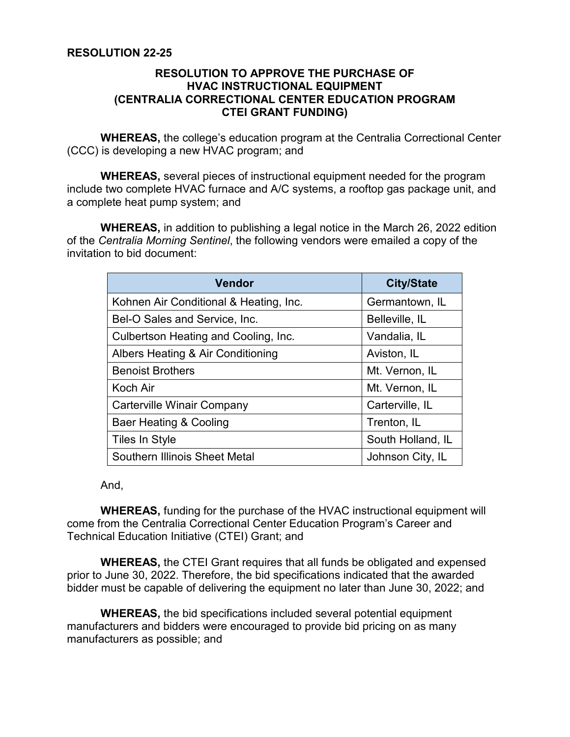**RESOLUTION 22-25**

**RESOLUTION TO APPROVE THE PURCHASE OF HVAC INSTRUCTIONAL EQUIPMENT (CENTRALIA CORRECTIONAL CENTER EDUCATION PROGRAM CTEI GRANT FUNDING)**

**WHEREAS,** the college's education program at the Centralia Correctional Center (CCC) is developing a new HVAC program; and

**WHEREAS,** several pieces of instructional equipment needed for the program include two complete HVAC furnace and A/C systems, a rooftop gas package unit, and a complete heat pump system; and

**WHEREAS,** in addition to publishing a legal notice in the March 26, 2022 edition of the *Centralia Morning Sentinel*, the following vendors were emailed a copy of the invitation to bid document:

| Vendor | City/State |
|---|---|
| Kohnen Air Conditional & Heating, Inc. | Germantown, IL |
| Bel-O Sales and Service, Inc. | Belleville, IL |
| Culbertson Heating and Cooling, Inc. | Vandalia, IL |
| Albers Heating & Air Conditioning | Aviston, IL |
| Benoist Brothers | Mt. Vernon, IL |
| Koch Air | Mt. Vernon, IL |
| Carterville Winair Company | Carterville, IL |
| Baer Heating & Cooling | Trenton, IL |
| Tiles In Style | South Holland, IL |
| Southern Illinois Sheet Metal | Johnson City, IL |

And,

**WHEREAS,** funding for the purchase of the HVAC instructional equipment will come from the Centralia Correctional Center Education Program's Career and Technical Education Initiative (CTEI) Grant; and

**WHEREAS,** the CTEI Grant requires that all funds be obligated and expensed prior to June 30, 2022. Therefore, the bid specifications indicated that the awarded bidder must be capable of delivering the equipment no later than June 30, 2022; and

**WHEREAS,** the bid specifications included several potential equipment manufacturers and bidders were encouraged to provide bid pricing on as many manufacturers as possible; and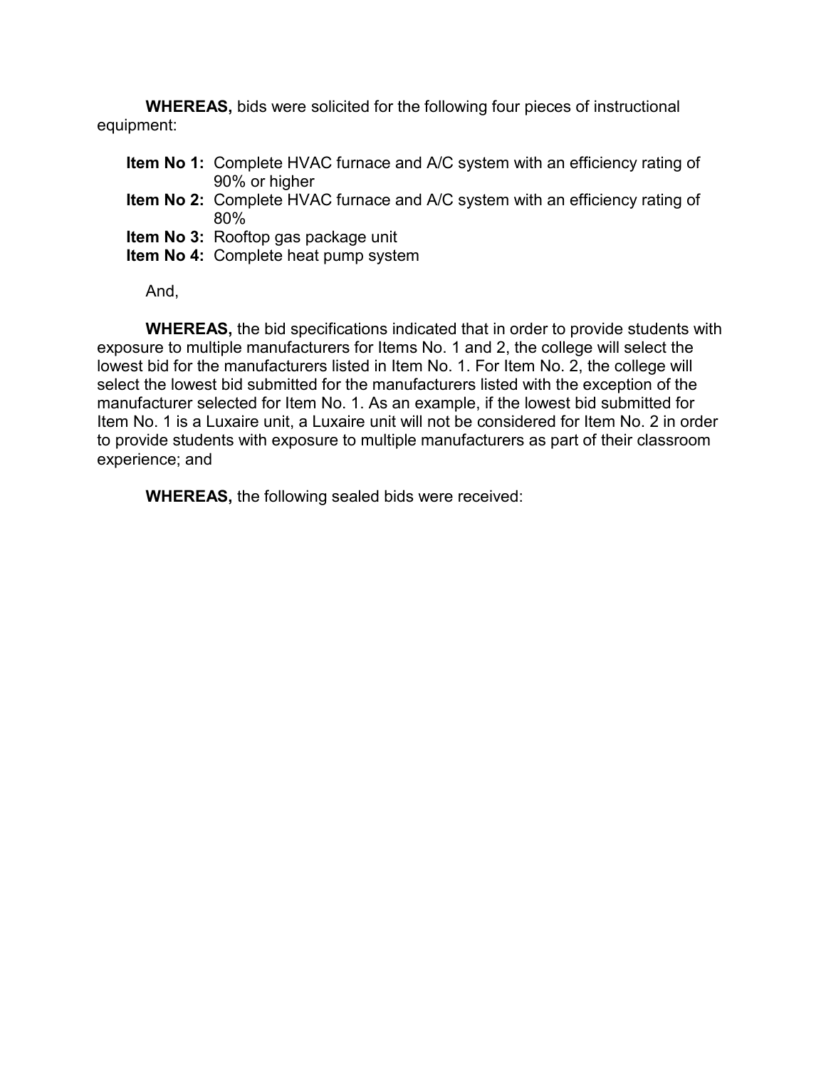**WHEREAS,** bids were solicited for the following four pieces of instructional equipment:

**Item No 1:** Complete HVAC furnace and A/C system with an efficiency rating of 90% or higher
**Item No 2:** Complete HVAC furnace and A/C system with an efficiency rating of 80%
**Item No 3:** Rooftop gas package unit
**Item No 4:** Complete heat pump system

And,

**WHEREAS,** the bid specifications indicated that in order to provide students with exposure to multiple manufacturers for Items No. 1 and 2, the college will select the lowest bid for the manufacturers listed in Item No. 1. For Item No. 2, the college will select the lowest bid submitted for the manufacturers listed with the exception of the manufacturer selected for Item No. 1. As an example, if the lowest bid submitted for Item No. 1 is a Luxaire unit, a Luxaire unit will not be considered for Item No. 2 in order to provide students with exposure to multiple manufacturers as part of their classroom experience; and

**WHEREAS,** the following sealed bids were received: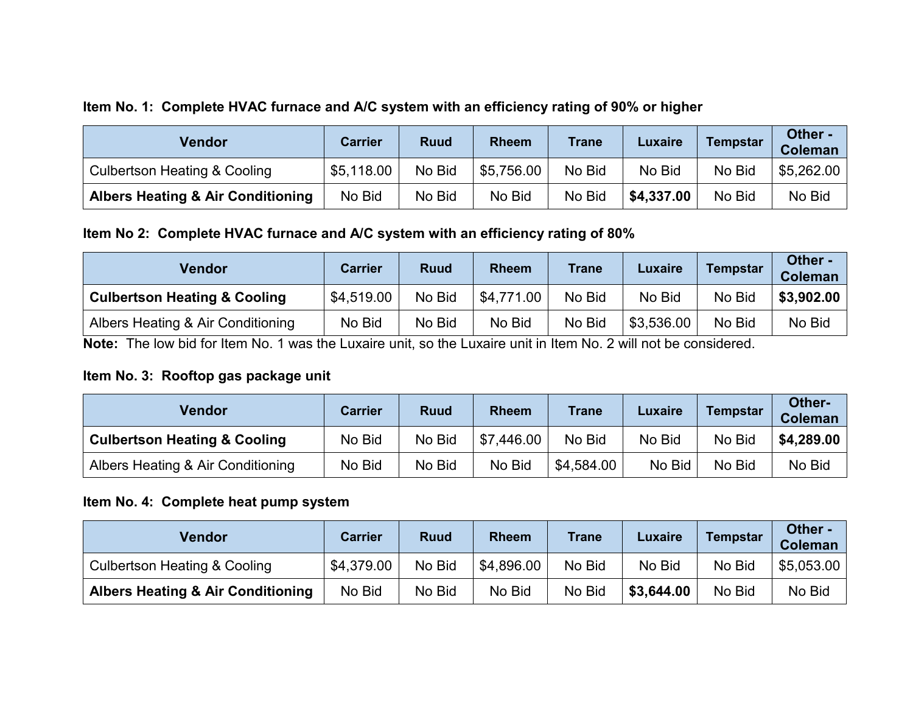**Item No. 1: Complete HVAC furnace and A/C system with an efficiency rating of 90% or higher**

| Vendor | Carrier | Ruud | Rheem | Trane | Luxaire | Tempstar | Other - Coleman |
|---|---|---|---|---|---|---|---|
| Culbertson Heating & Cooling | $5,118.00 | No Bid | $5,756.00 | No Bid | No Bid | No Bid | $5,262.00 |
| **Albers Heating & Air Conditioning** | No Bid | No Bid | No Bid | No Bid | **$4,337.00** | No Bid | No Bid |

**Item No 2: Complete HVAC furnace and A/C system with an efficiency rating of 80%**

| Vendor | Carrier | Ruud | Rheem | Trane | Luxaire | Tempstar | Other - Coleman |
|---|---|---|---|---|---|---|---|
| **Culbertson Heating & Cooling** | $4,519.00 | No Bid | $4,771.00 | No Bid | No Bid | No Bid | **$3,902.00** |
| Albers Heating & Air Conditioning | No Bid | No Bid | No Bid | No Bid | $3,536.00 | No Bid | No Bid |

**Note:** The low bid for Item No. 1 was the Luxaire unit, so the Luxaire unit in Item No. 2 will not be considered.

**Item No. 3: Rooftop gas package unit**

| Vendor | Carrier | Ruud | Rheem | Trane | Luxaire | Tempstar | Other- Coleman |
|---|---|---|---|---|---|---|---|
| **Culbertson Heating & Cooling** | No Bid | No Bid | $7,446.00 | No Bid | No Bid | No Bid | **$4,289.00** |
| Albers Heating & Air Conditioning | No Bid | No Bid | No Bid | $4,584.00 | No Bid | No Bid | No Bid |

**Item No. 4: Complete heat pump system**

| Vendor | Carrier | Ruud | Rheem | Trane | Luxaire | Tempstar | Other - Coleman |
|---|---|---|---|---|---|---|---|
| Culbertson Heating & Cooling | $4,379.00 | No Bid | $4,896.00 | No Bid | No Bid | No Bid | $5,053.00 |
| **Albers Heating & Air Conditioning** | No Bid | No Bid | No Bid | No Bid | **$3,644.00** | No Bid | No Bid |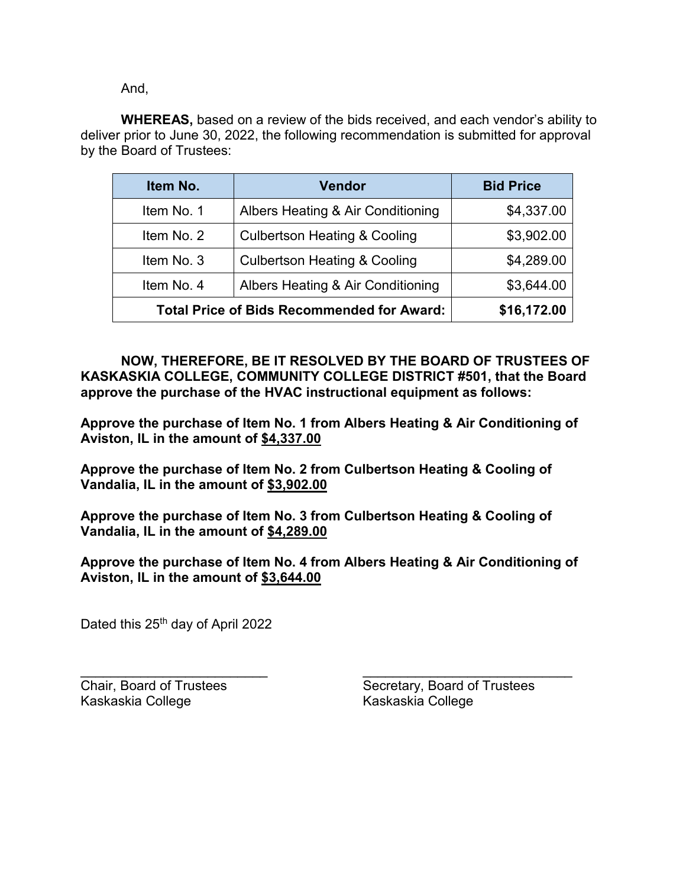And,

**WHEREAS,** based on a review of the bids received, and each vendor's ability to deliver prior to June 30, 2022, the following recommendation is submitted for approval by the Board of Trustees:

| Item No. | Vendor | Bid Price |
|---|---|---|
| Item No. 1 | Albers Heating & Air Conditioning | $4,337.00 |
| Item No. 2 | Culbertson Heating & Cooling | $3,902.00 |
| Item No. 3 | Culbertson Heating & Cooling | $4,289.00 |
| Item No. 4 | Albers Heating & Air Conditioning | $3,644.00 |
| **Total Price of Bids Recommended for Award:** | | **$16,172.00** |

**NOW, THEREFORE, BE IT RESOLVED BY THE BOARD OF TRUSTEES OF KASKASKIA COLLEGE, COMMUNITY COLLEGE DISTRICT #501, that the Board approve the purchase of the HVAC instructional equipment as follows:**

**Approve the purchase of Item No. 1 from Albers Heating & Air Conditioning of Aviston, IL in the amount of <u>$4,337.00</u>**

**Approve the purchase of Item No. 2 from Culbertson Heating & Cooling of Vandalia, IL in the amount of <u>$3,902.00</u>**

**Approve the purchase of Item No. 3 from Culbertson Heating & Cooling of Vandalia, IL in the amount of <u>$4,289.00</u>**

**Approve the purchase of Item No. 4 from Albers Heating & Air Conditioning of Aviston, IL in the amount of <u>$3,644.00</u>**

Dated this 25th day of April 2022

\_\_\_\_\_\_\_\_\_\_\_\_\_\_\_\_\_\_\_\_\_\_\_\_\_\_
Chair, Board of Trustees
Kaskaskia College

\_\_\_\_\_\_\_\_\_\_\_\_\_\_\_\_\_\_\_\_\_\_\_\_\_\_
Secretary, Board of Trustees
Kaskaskia College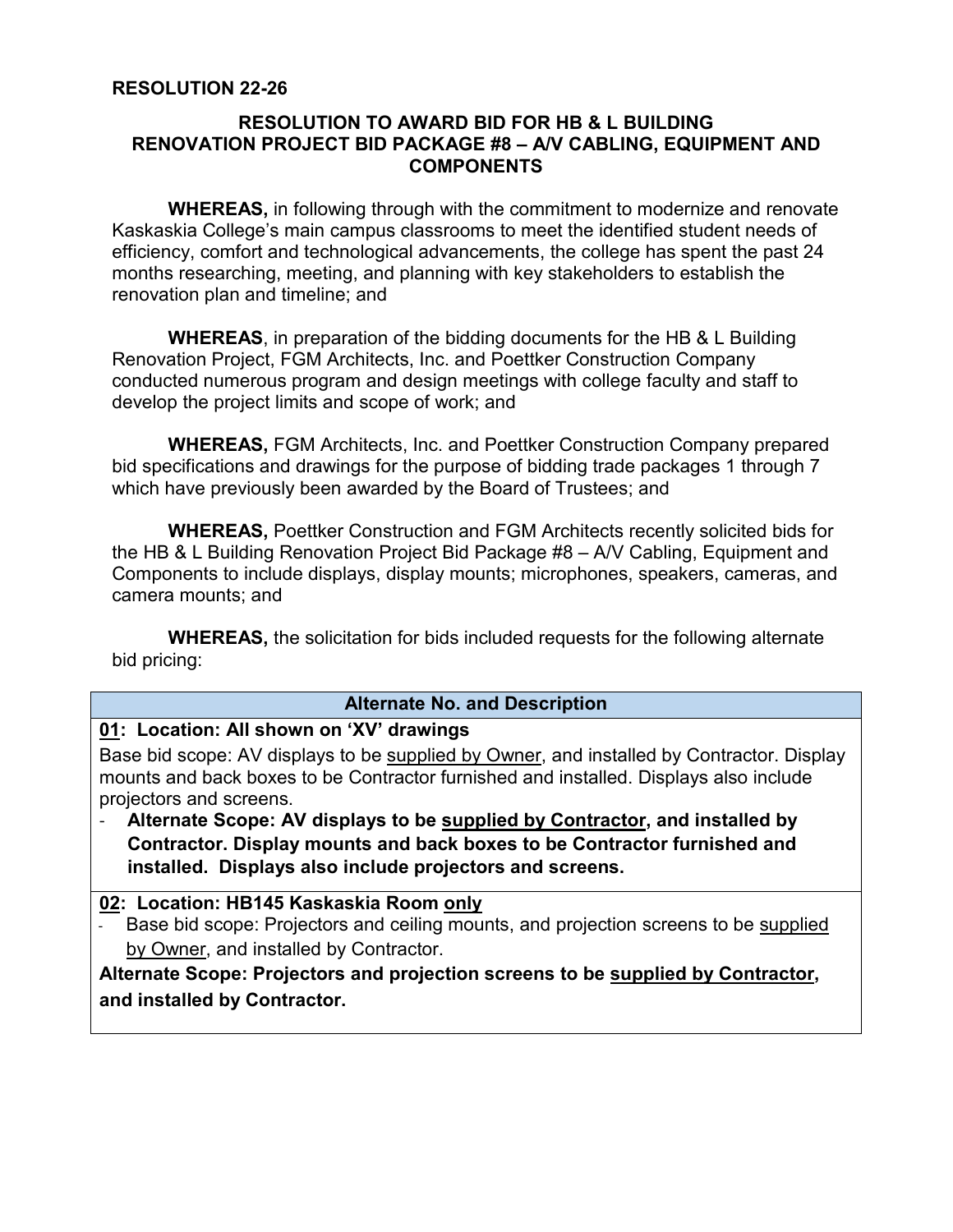**RESOLUTION 22-26**

## RESOLUTION TO AWARD BID FOR HB & L BUILDING RENOVATION PROJECT BID PACKAGE #8 – A/V CABLING, EQUIPMENT AND COMPONENTS

**WHEREAS,** in following through with the commitment to modernize and renovate Kaskaskia College's main campus classrooms to meet the identified student needs of efficiency, comfort and technological advancements, the college has spent the past 24 months researching, meeting, and planning with key stakeholders to establish the renovation plan and timeline; and

**WHEREAS**, in preparation of the bidding documents for the HB & L Building Renovation Project, FGM Architects, Inc. and Poettker Construction Company conducted numerous program and design meetings with college faculty and staff to develop the project limits and scope of work; and

**WHEREAS,** FGM Architects, Inc. and Poettker Construction Company prepared bid specifications and drawings for the purpose of bidding trade packages 1 through 7 which have previously been awarded by the Board of Trustees; and

**WHEREAS,** Poettker Construction and FGM Architects recently solicited bids for the HB & L Building Renovation Project Bid Package #8 – A/V Cabling, Equipment and Components to include displays, display mounts; microphones, speakers, cameras, and camera mounts; and

**WHEREAS,** the solicitation for bids included requests for the following alternate bid pricing:

| Alternate No. and Description |
|---|
| **<u>01</u>: Location: All shown on 'XV' drawings**<br>Base bid scope: AV displays to be <u>supplied by Owner</u>, and installed by Contractor. Display mounts and back boxes to be Contractor furnished and installed. Displays also include projectors and screens.<br>- **Alternate Scope: AV displays to be <u>supplied by Contractor</u>, and installed by Contractor. Display mounts and back boxes to be Contractor furnished and installed. Displays also include projectors and screens.** |
| **<u>02</u>: Location: HB145 Kaskaskia Room <u>only</u>**<br>- Base bid scope: Projectors and ceiling mounts, and projection screens to be <u>supplied by Owner</u>, and installed by Contractor.<br>**Alternate Scope: Projectors and projection screens to be <u>supplied by Contractor</u>, and installed by Contractor.** |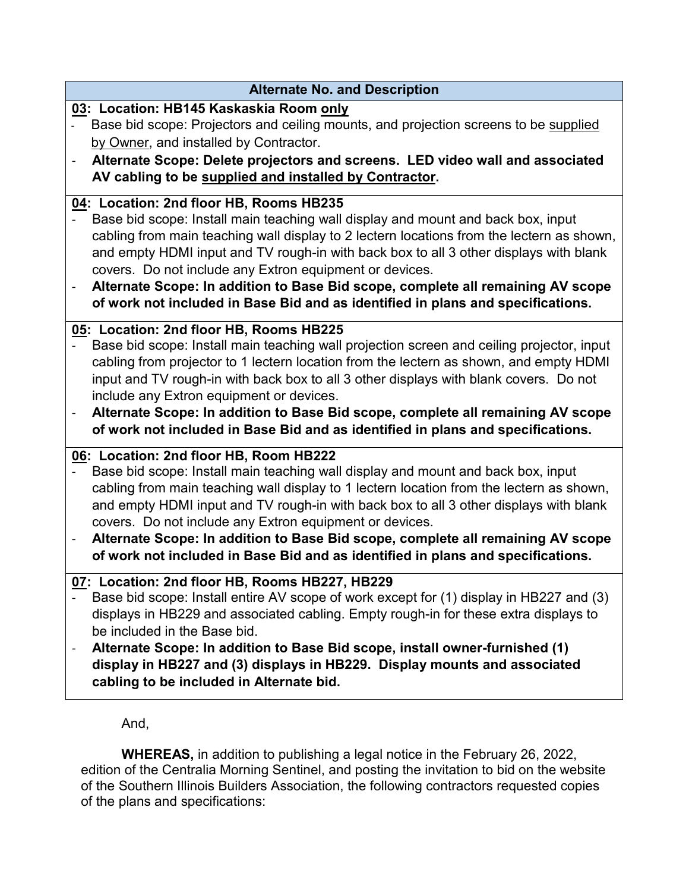| Alternate No. and Description |
|---|
| **<u>03</u>: Location: HB145 Kaskaskia Room <u>only</u>**<br>- Base bid scope: Projectors and ceiling mounts, and projection screens to be <u>supplied by Owner</u>, and installed by Contractor.<br>- **Alternate Scope: Delete projectors and screens. LED video wall and associated AV cabling to be <u>supplied and installed by Contractor</u>.** |
| **<u>04</u>: Location: 2nd floor HB, Rooms HB235**<br>- Base bid scope: Install main teaching wall display and mount and back box, input cabling from main teaching wall display to 2 lectern locations from the lectern as shown, and empty HDMI input and TV rough-in with back box to all 3 other displays with blank covers. Do not include any Extron equipment or devices.<br>- **Alternate Scope: In addition to Base Bid scope, complete all remaining AV scope of work not included in Base Bid and as identified in plans and specifications.** |
| **<u>05</u>: Location: 2nd floor HB, Rooms HB225**<br>- Base bid scope: Install main teaching wall projection screen and ceiling projector, input cabling from projector to 1 lectern location from the lectern as shown, and empty HDMI input and TV rough-in with back box to all 3 other displays with blank covers. Do not include any Extron equipment or devices.<br>- **Alternate Scope: In addition to Base Bid scope, complete all remaining AV scope of work not included in Base Bid and as identified in plans and specifications.** |
| **<u>06</u>: Location: 2nd floor HB, Room HB222**<br>- Base bid scope: Install main teaching wall display and mount and back box, input cabling from main teaching wall display to 1 lectern location from the lectern as shown, and empty HDMI input and TV rough-in with back box to all 3 other displays with blank covers. Do not include any Extron equipment or devices.<br>- **Alternate Scope: In addition to Base Bid scope, complete all remaining AV scope of work not included in Base Bid and as identified in plans and specifications.** |
| **<u>07</u>: Location: 2nd floor HB, Rooms HB227, HB229**<br>- Base bid scope: Install entire AV scope of work except for (1) display in HB227 and (3) displays in HB229 and associated cabling. Empty rough-in for these extra displays to be included in the Base bid.<br>- **Alternate Scope: In addition to Base Bid scope, install owner-furnished (1) display in HB227 and (3) displays in HB229. Display mounts and associated cabling to be included in Alternate bid.** |

And,

**WHEREAS,** in addition to publishing a legal notice in the February 26, 2022, edition of the Centralia Morning Sentinel, and posting the invitation to bid on the website of the Southern Illinois Builders Association, the following contractors requested copies of the plans and specifications: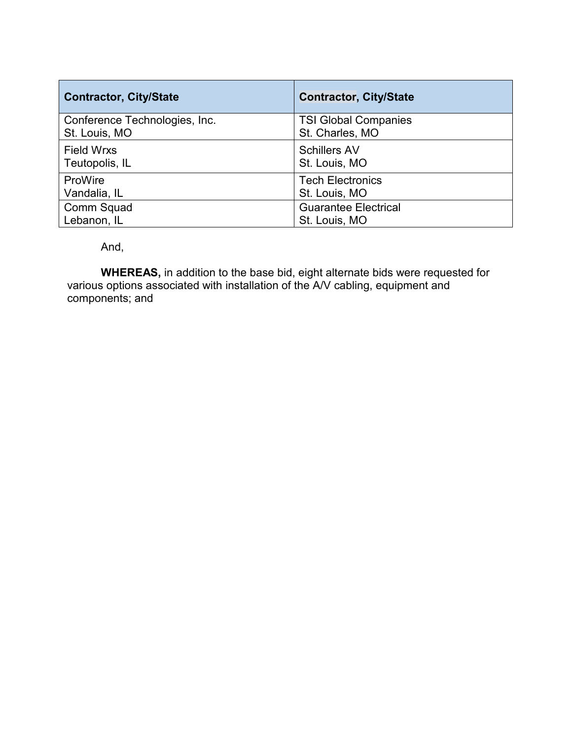| **Contractor, City/State** | **Contractor, City/State** |
| --- | --- |
| Conference Technologies, Inc.<br>St. Louis, MO | TSI Global Companies<br>St. Charles, MO |
| Field Wrxs<br>Teutopolis, IL | Schillers AV<br>St. Louis, MO |
| ProWire<br>Vandalia, IL | Tech Electronics<br>St. Louis, MO |
| Comm Squad<br>Lebanon, IL | Guarantee Electrical<br>St. Louis, MO |

And,

**WHEREAS,** in addition to the base bid, eight alternate bids were requested for various options associated with installation of the A/V cabling, equipment and components; and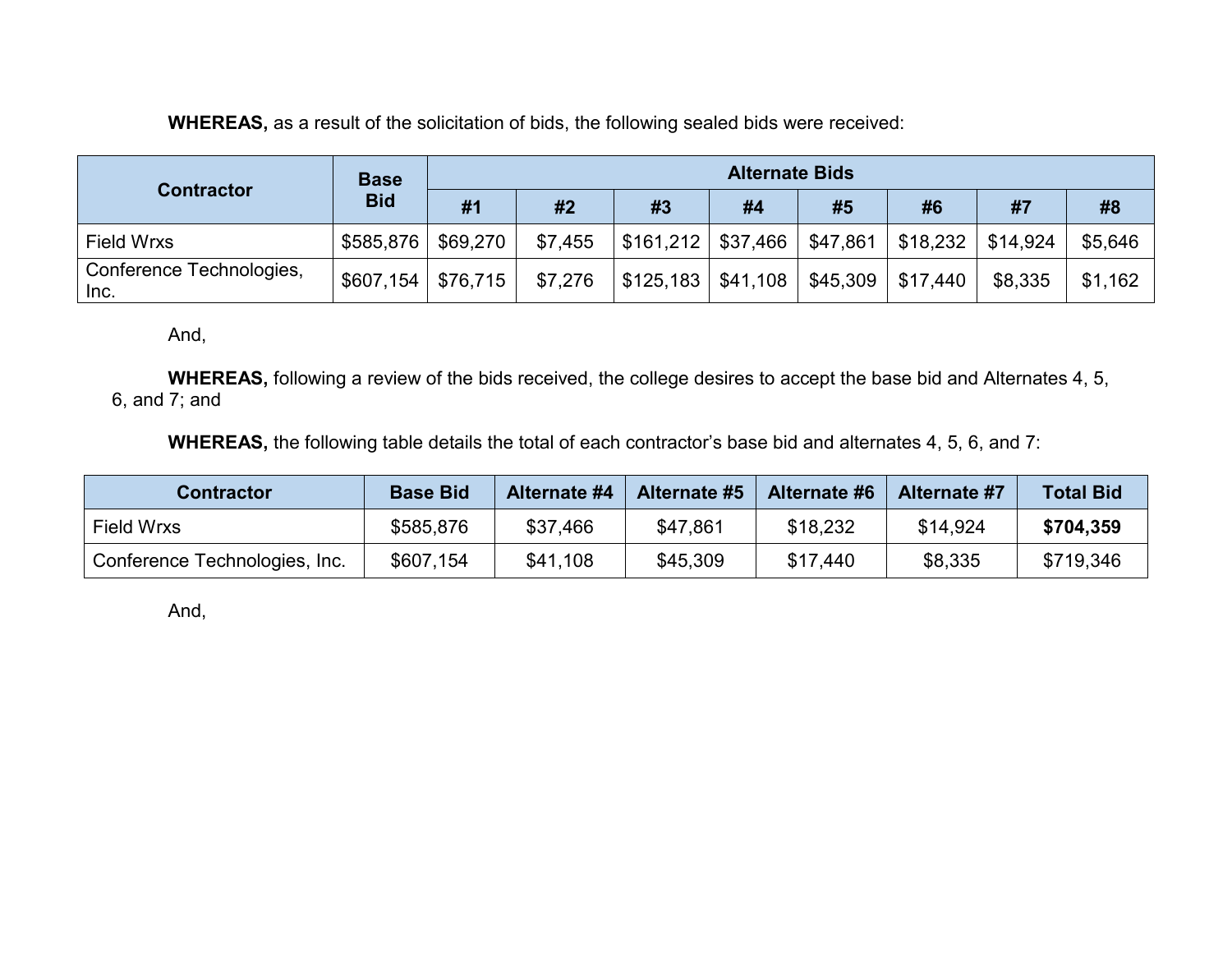**WHEREAS,** as a result of the solicitation of bids, the following sealed bids were received:

| Contractor | Base Bid | Alternate Bids | | | | | | | |
|---|---|---|---|---|---|---|---|---|---|
| | | #1 | #2 | #3 | #4 | #5 | #6 | #7 | #8 |
| Field Wrxs | $585,876 | $69,270 | $7,455 | $161,212 | $37,466 | $47,861 | $18,232 | $14,924 | $5,646 |
| Conference Technologies, Inc. | $607,154 | $76,715 | $7,276 | $125,183 | $41,108 | $45,309 | $17,440 | $8,335 | $1,162 |

And,

**WHEREAS,** following a review of the bids received, the college desires to accept the base bid and Alternates 4, 5, 6, and 7; and

**WHEREAS,** the following table details the total of each contractor's base bid and alternates 4, 5, 6, and 7:

| Contractor | Base Bid | Alternate #4 | Alternate #5 | Alternate #6 | Alternate #7 | Total Bid |
|---|---|---|---|---|---|---|
| Field Wrxs | $585,876 | $37,466 | $47,861 | $18,232 | $14,924 | **$704,359** |
| Conference Technologies, Inc. | $607,154 | $41,108 | $45,309 | $17,440 | $8,335 | $719,346 |

And,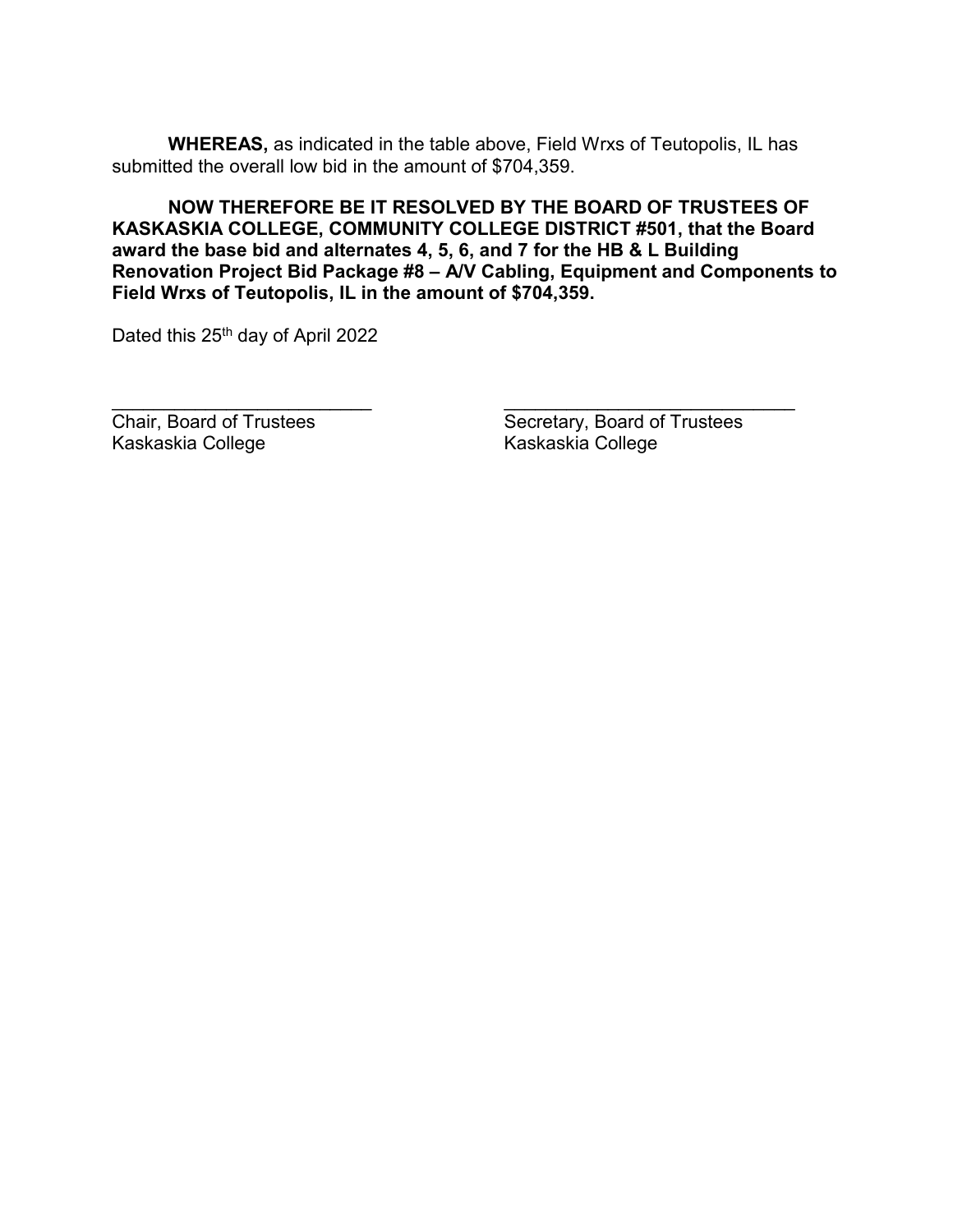**WHEREAS,** as indicated in the table above, Field Wrxs of Teutopolis, IL has submitted the overall low bid in the amount of $704,359.

**NOW THEREFORE BE IT RESOLVED BY THE BOARD OF TRUSTEES OF KASKASKIA COLLEGE, COMMUNITY COLLEGE DISTRICT #501, that the Board award the base bid and alternates 4, 5, 6, and 7 for the HB & L Building Renovation Project Bid Package #8 – A/V Cabling, Equipment and Components to Field Wrxs of Teutopolis, IL in the amount of $704,359.**

Dated this 25th day of April 2022

\_\_\_\_\_\_\_\_\_\_\_\_\_\_\_\_\_\_\_\_\_\_\_\_\_\_
Chair, Board of Trustees
Kaskaskia College

\_\_\_\_\_\_\_\_\_\_\_\_\_\_\_\_\_\_\_\_\_\_\_\_\_\_\_\_\_\_
Secretary, Board of Trustees
Kaskaskia College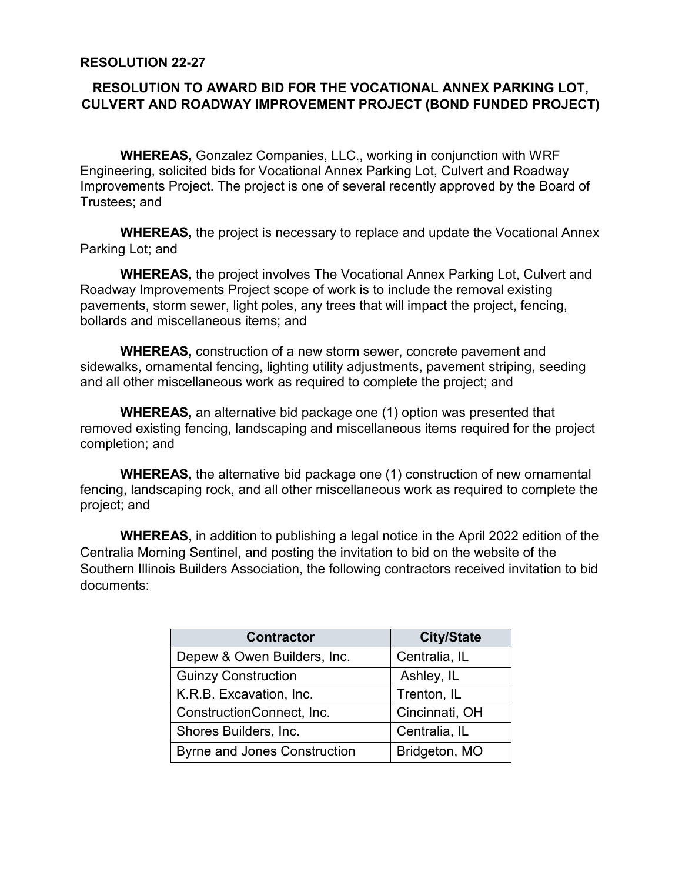**RESOLUTION 22-27**

**RESOLUTION TO AWARD BID FOR THE VOCATIONAL ANNEX PARKING LOT, CULVERT AND ROADWAY IMPROVEMENT PROJECT (BOND FUNDED PROJECT)**

**WHEREAS,** Gonzalez Companies, LLC., working in conjunction with WRF Engineering, solicited bids for Vocational Annex Parking Lot, Culvert and Roadway Improvements Project. The project is one of several recently approved by the Board of Trustees; and

**WHEREAS,** the project is necessary to replace and update the Vocational Annex Parking Lot; and

**WHEREAS,** the project involves The Vocational Annex Parking Lot, Culvert and Roadway Improvements Project scope of work is to include the removal existing pavements, storm sewer, light poles, any trees that will impact the project, fencing, bollards and miscellaneous items; and

**WHEREAS,** construction of a new storm sewer, concrete pavement and sidewalks, ornamental fencing, lighting utility adjustments, pavement striping, seeding and all other miscellaneous work as required to complete the project; and

**WHEREAS,** an alternative bid package one (1) option was presented that removed existing fencing, landscaping and miscellaneous items required for the project completion; and

**WHEREAS,** the alternative bid package one (1) construction of new ornamental fencing, landscaping rock, and all other miscellaneous work as required to complete the project; and

**WHEREAS,** in addition to publishing a legal notice in the April 2022 edition of the Centralia Morning Sentinel, and posting the invitation to bid on the website of the Southern Illinois Builders Association, the following contractors received invitation to bid documents:

| Contractor | City/State |
|---|---|
| Depew & Owen Builders, Inc. | Centralia, IL |
| Guinzy Construction | Ashley, IL |
| K.R.B. Excavation, Inc. | Trenton, IL |
| ConstructionConnect, Inc. | Cincinnati, OH |
| Shores Builders, Inc. | Centralia, IL |
| Byrne and Jones Construction | Bridgeton, MO |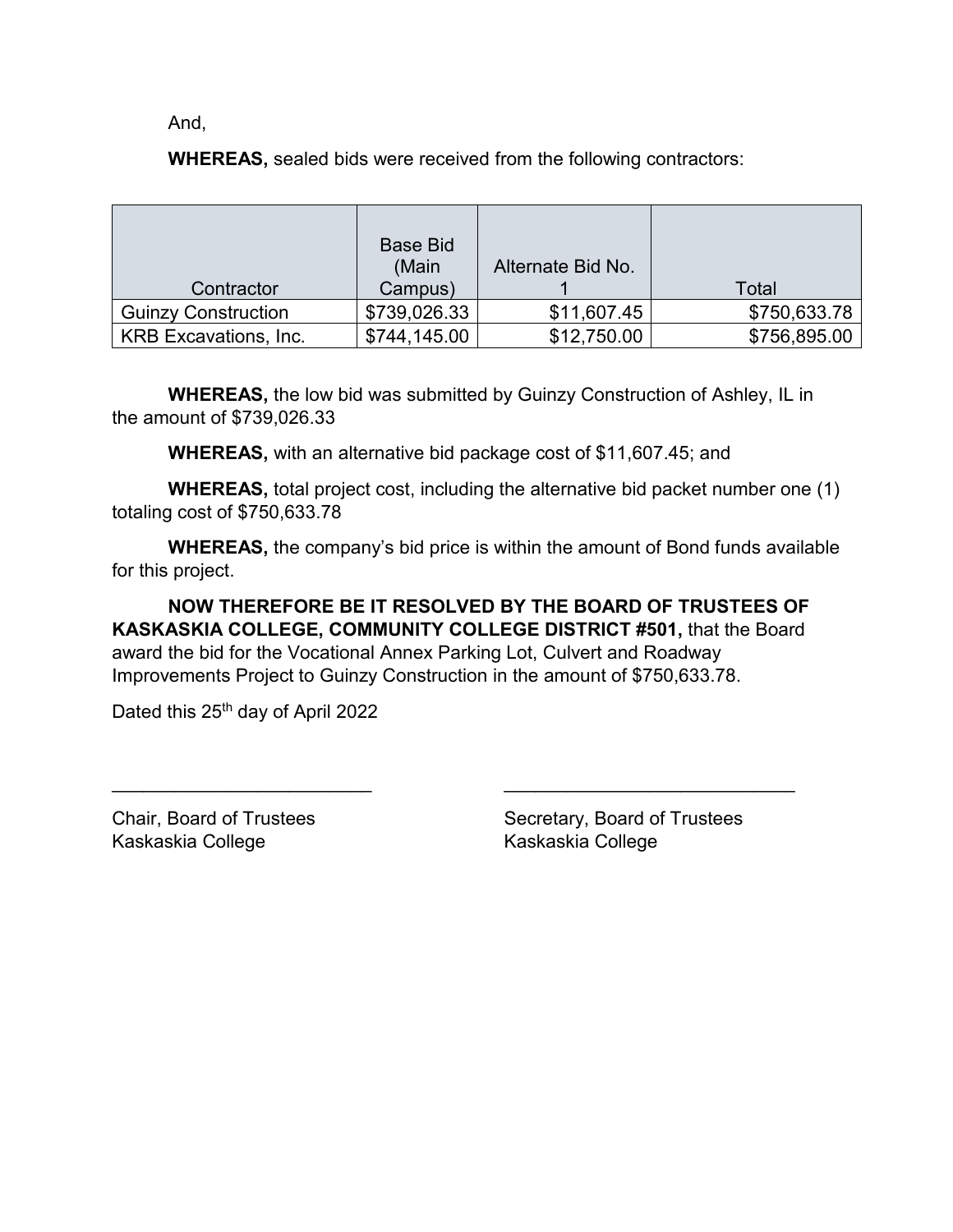And,

**WHEREAS,** sealed bids were received from the following contractors:

| Contractor | Base Bid (Main Campus) | Alternate Bid No. 1 | Total |
|---|---|---|---|
| Guinzy Construction | $739,026.33 | $11,607.45 | $750,633.78 |
| KRB Excavations, Inc. | $744,145.00 | $12,750.00 | $756,895.00 |

**WHEREAS,** the low bid was submitted by Guinzy Construction of Ashley, IL in the amount of $739,026.33

**WHEREAS,** with an alternative bid package cost of $11,607.45; and

**WHEREAS,** total project cost, including the alternative bid packet number one (1) totaling cost of $750,633.78

**WHEREAS,** the company's bid price is within the amount of Bond funds available for this project.

**NOW THEREFORE BE IT RESOLVED BY THE BOARD OF TRUSTEES OF KASKASKIA COLLEGE, COMMUNITY COLLEGE DISTRICT #501,** that the Board award the bid for the Vocational Annex Parking Lot, Culvert and Roadway Improvements Project to Guinzy Construction in the amount of $750,633.78.

Dated this 25th day of April 2022

___________________________

Chair, Board of Trustees
Kaskaskia College

_______________________________

Secretary, Board of Trustees
Kaskaskia College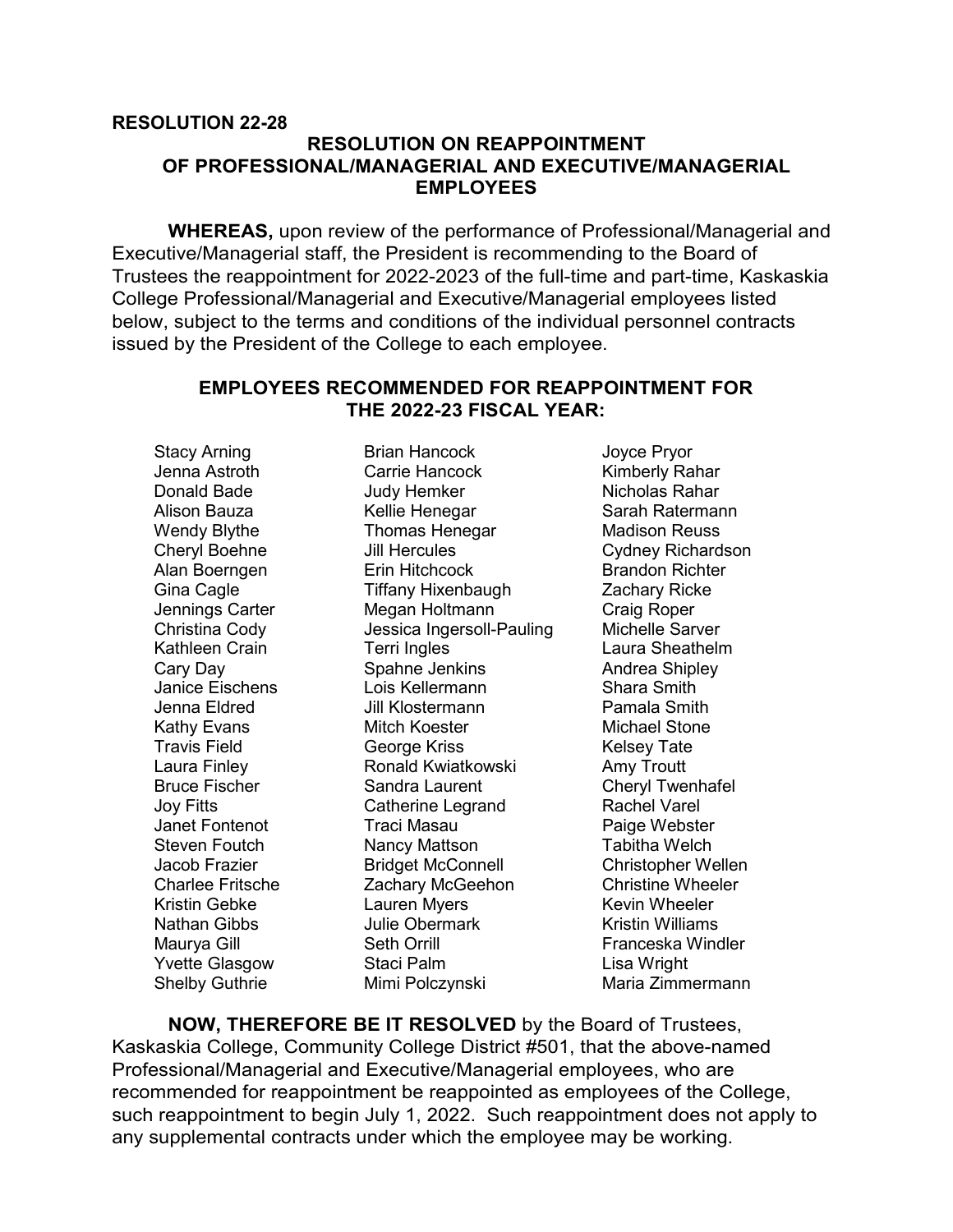**RESOLUTION 22-28**

## RESOLUTION ON REAPPOINTMENT OF PROFESSIONAL/MANAGERIAL AND EXECUTIVE/MANAGERIAL EMPLOYEES

**WHEREAS,** upon review of the performance of Professional/Managerial and Executive/Managerial staff, the President is recommending to the Board of Trustees the reappointment for 2022-2023 of the full-time and part-time, Kaskaskia College Professional/Managerial and Executive/Managerial employees listed below, subject to the terms and conditions of the individual personnel contracts issued by the President of the College to each employee.

### EMPLOYEES RECOMMENDED FOR REAPPOINTMENT FOR THE 2022-23 FISCAL YEAR:

Stacy Arning
Jenna Astroth
Donald Bade
Alison Bauza
Wendy Blythe
Cheryl Boehne
Alan Boerngen
Gina Cagle
Jennings Carter
Christina Cody
Kathleen Crain
Cary Day
Janice Eischens
Jenna Eldred
Kathy Evans
Travis Field
Laura Finley
Bruce Fischer
Joy Fitts
Janet Fontenot
Steven Foutch
Jacob Frazier
Charlee Fritsche
Kristin Gebke
Nathan Gibbs
Maurya Gill
Yvette Glasgow
Shelby Guthrie
Brian Hancock
Carrie Hancock
Judy Hemker
Kellie Henegar
Thomas Henegar
Jill Hercules
Erin Hitchcock
Tiffany Hixenbaugh
Megan Holtmann
Jessica Ingersoll-Pauling
Terri Ingles
Spahne Jenkins
Lois Kellermann
Jill Klostermann
Mitch Koester
George Kriss
Ronald Kwiatkowski
Sandra Laurent
Catherine Legrand
Traci Masau
Nancy Mattson
Bridget McConnell
Zachary McGeehon
Lauren Myers
Julie Obermark
Seth Orrill
Staci Palm
Mimi Polczynski
Joyce Pryor
Kimberly Rahar
Nicholas Rahar
Sarah Ratermann
Madison Reuss
Cydney Richardson
Brandon Richter
Zachary Ricke
Craig Roper
Michelle Sarver
Laura Sheathelm
Andrea Shipley
Shara Smith
Pamala Smith
Michael Stone
Kelsey Tate
Amy Troutt
Cheryl Twenhafel
Rachel Varel
Paige Webster
Tabitha Welch
Christopher Wellen
Christine Wheeler
Kevin Wheeler
Kristin Williams
Franceska Windler
Lisa Wright
Maria Zimmermann

**NOW, THEREFORE BE IT RESOLVED** by the Board of Trustees, Kaskaskia College, Community College District #501, that the above-named Professional/Managerial and Executive/Managerial employees, who are recommended for reappointment be reappointed as employees of the College, such reappointment to begin July 1, 2022. Such reappointment does not apply to any supplemental contracts under which the employee may be working.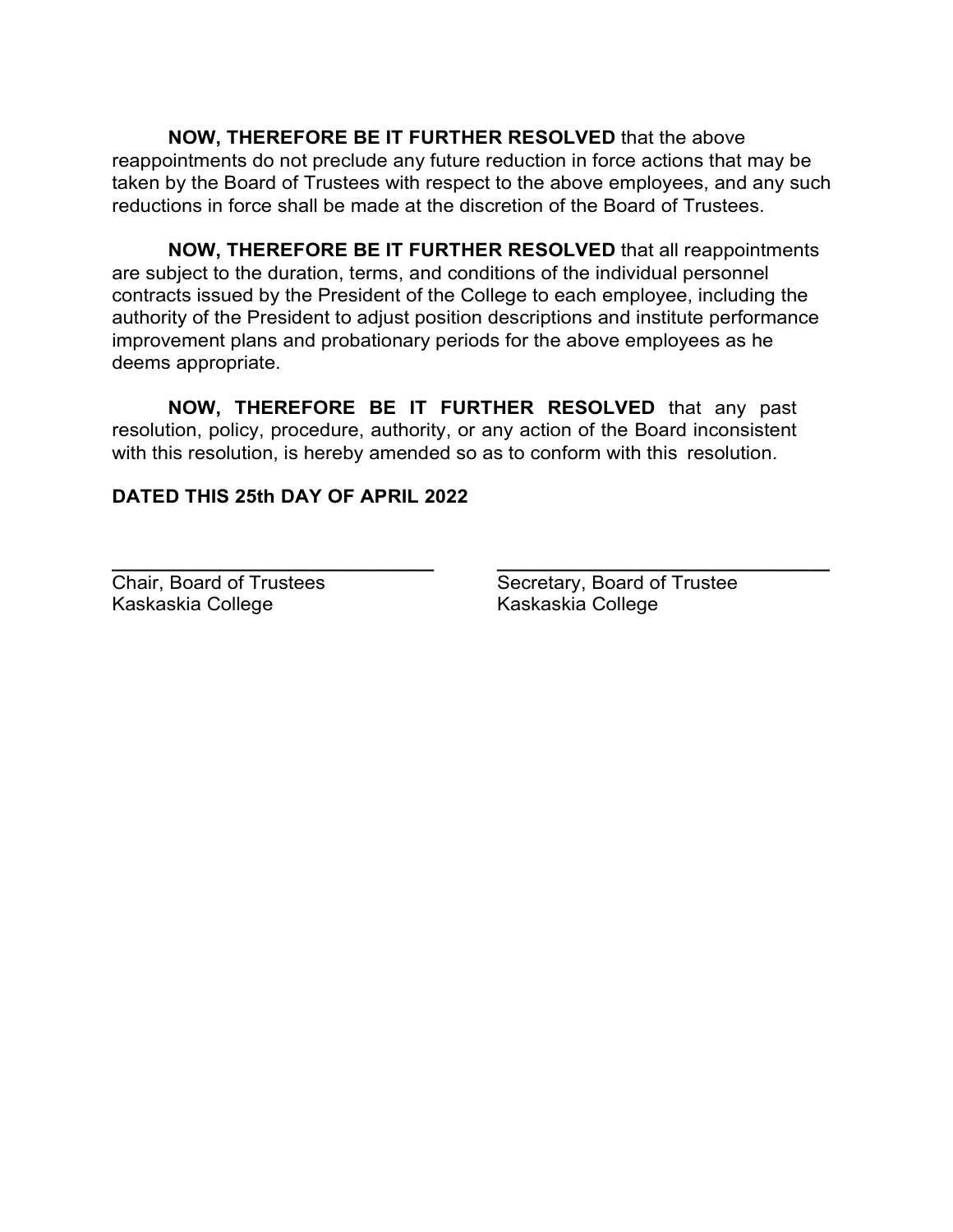**NOW, THEREFORE BE IT FURTHER RESOLVED** that the above reappointments do not preclude any future reduction in force actions that may be taken by the Board of Trustees with respect to the above employees, and any such reductions in force shall be made at the discretion of the Board of Trustees.

**NOW, THEREFORE BE IT FURTHER RESOLVED** that all reappointments are subject to the duration, terms, and conditions of the individual personnel contracts issued by the President of the College to each employee, including the authority of the President to adjust position descriptions and institute performance improvement plans and probationary periods for the above employees as he deems appropriate.

**NOW, THEREFORE BE IT FURTHER RESOLVED** that any past resolution, policy, procedure, authority, or any action of the Board inconsistent with this resolution, is hereby amended so as to conform with this resolution.

**DATED THIS 25th DAY OF APRIL 2022**

\_\_\_\_\_\_\_\_\_\_\_\_\_\_\_\_\_\_\_\_\_\_\_\_\_\_\_\_\_\_
Chair, Board of Trustees
Kaskaskia College

\_\_\_\_\_\_\_\_\_\_\_\_\_\_\_\_\_\_\_\_\_\_\_\_\_\_\_\_\_\_
Secretary, Board of Trustee
Kaskaskia College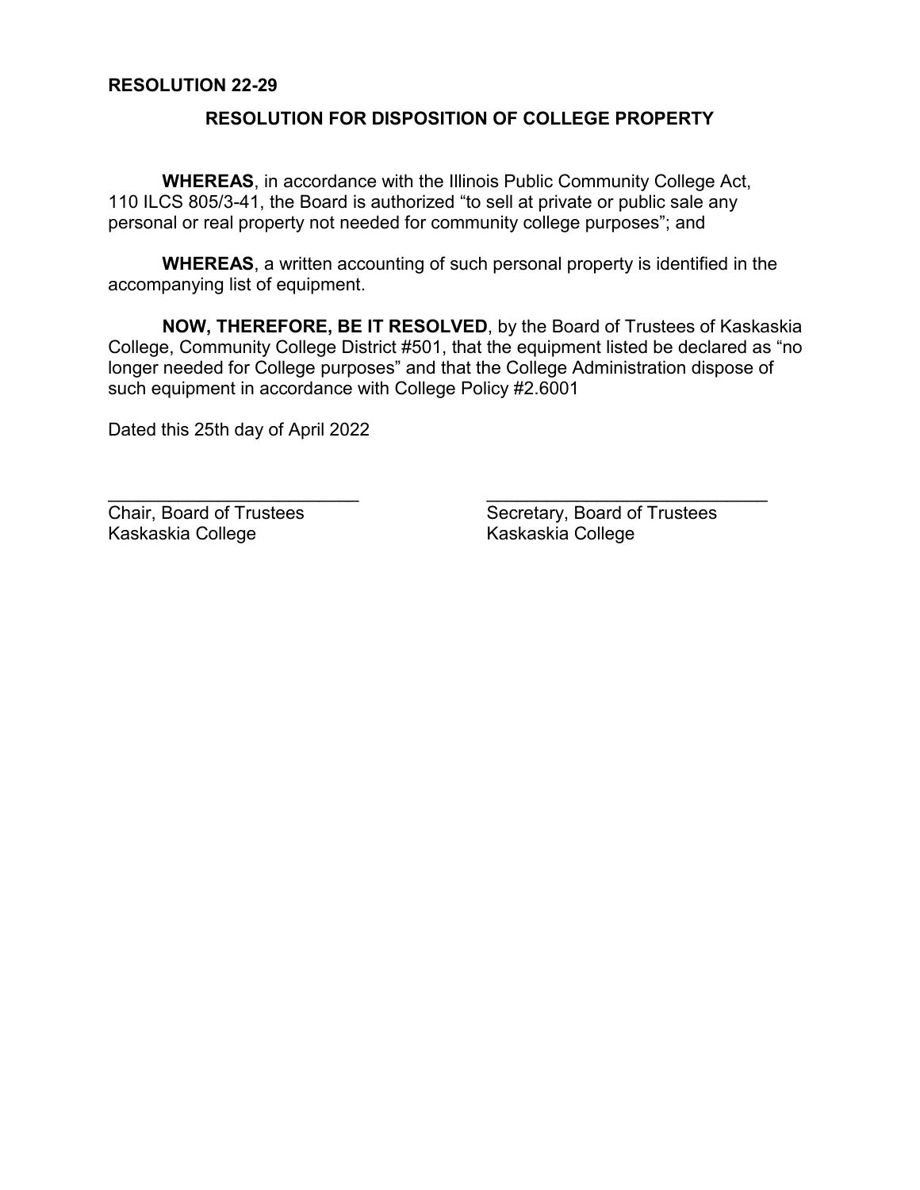**RESOLUTION 22-29**

## RESOLUTION FOR DISPOSITION OF COLLEGE PROPERTY

**WHEREAS**, in accordance with the Illinois Public Community College Act, 110 ILCS 805/3-41, the Board is authorized "to sell at private or public sale any personal or real property not needed for community college purposes"; and

**WHEREAS**, a written accounting of such personal property is identified in the accompanying list of equipment.

**NOW, THEREFORE, BE IT RESOLVED**, by the Board of Trustees of Kaskaskia College, Community College District #501, that the equipment listed be declared as "no longer needed for College purposes" and that the College Administration dispose of such equipment in accordance with College Policy #2.6001

Dated this 25th day of April 2022

\_\_\_\_\_\_\_\_\_\_\_\_\_\_\_\_\_\_\_\_\_\_\_\_\_\_
Chair, Board of Trustees
Kaskaskia College

\_\_\_\_\_\_\_\_\_\_\_\_\_\_\_\_\_\_\_\_\_\_\_\_\_\_
Secretary, Board of Trustees
Kaskaskia College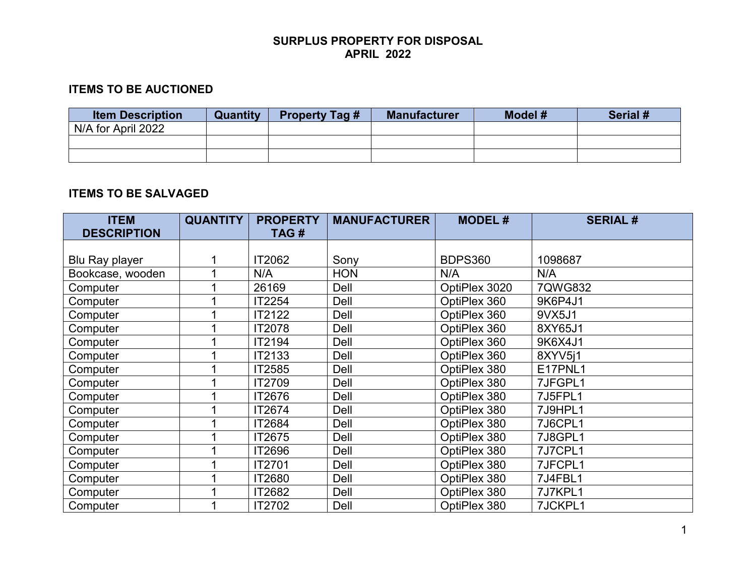# SURPLUS PROPERTY FOR DISPOSAL
# APRIL 2022

## ITEMS TO BE AUCTIONED

| Item Description | Quantity | Property Tag # | Manufacturer | Model # | Serial # |
|---|---|---|---|---|---|
| N/A for April 2022 | | | | | |
| | | | | | |
| | | | | | |

## ITEMS TO BE SALVAGED

| ITEM DESCRIPTION | QUANTITY | PROPERTY TAG # | MANUFACTURER | MODEL # | SERIAL # |
|---|---|---|---|---|---|
| Blu Ray player | 1 | IT2062 | Sony | BDPS360 | 1098687 |
| Bookcase, wooden | 1 | N/A | HON | N/A | N/A |
| Computer | 1 | 26169 | Dell | OptiPlex 3020 | 7QWG832 |
| Computer | 1 | IT2254 | Dell | OptiPlex 360 | 9K6P4J1 |
| Computer | 1 | IT2122 | Dell | OptiPlex 360 | 9VX5J1 |
| Computer | 1 | IT2078 | Dell | OptiPlex 360 | 8XY65J1 |
| Computer | 1 | IT2194 | Dell | OptiPlex 360 | 9K6X4J1 |
| Computer | 1 | IT2133 | Dell | OptiPlex 360 | 8XYV5j1 |
| Computer | 1 | IT2585 | Dell | OptiPlex 380 | E17PNL1 |
| Computer | 1 | IT2709 | Dell | OptiPlex 380 | 7JFGPL1 |
| Computer | 1 | IT2676 | Dell | OptiPlex 380 | 7J5FPL1 |
| Computer | 1 | IT2674 | Dell | OptiPlex 380 | 7J9HPL1 |
| Computer | 1 | IT2684 | Dell | OptiPlex 380 | 7J6CPL1 |
| Computer | 1 | IT2675 | Dell | OptiPlex 380 | 7J8GPL1 |
| Computer | 1 | IT2696 | Dell | OptiPlex 380 | 7J7CPL1 |
| Computer | 1 | IT2701 | Dell | OptiPlex 380 | 7JFCPL1 |
| Computer | 1 | IT2680 | Dell | OptiPlex 380 | 7J4FBL1 |
| Computer | 1 | IT2682 | Dell | OptiPlex 380 | 7J7KPL1 |
| Computer | 1 | IT2702 | Dell | OptiPlex 380 | 7JCKPL1 |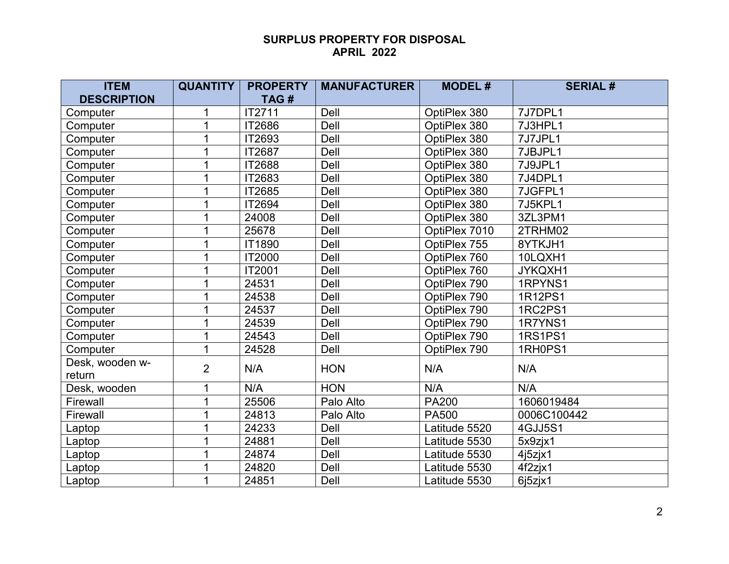**SURPLUS PROPERTY FOR DISPOSAL**
**APRIL 2022**

| ITEM DESCRIPTION | QUANTITY | PROPERTY TAG # | MANUFACTURER | MODEL # | SERIAL # |
|---|---|---|---|---|---|
| Computer | 1 | IT2711 | Dell | OptiPlex 380 | 7J7DPL1 |
| Computer | 1 | IT2686 | Dell | OptiPlex 380 | 7J3HPL1 |
| Computer | 1 | IT2693 | Dell | OptiPlex 380 | 7J7JPL1 |
| Computer | 1 | IT2687 | Dell | OptiPlex 380 | 7JBJPL1 |
| Computer | 1 | IT2688 | Dell | OptiPlex 380 | 7J9JPL1 |
| Computer | 1 | IT2683 | Dell | OptiPlex 380 | 7J4DPL1 |
| Computer | 1 | IT2685 | Dell | OptiPlex 380 | 7JGFPL1 |
| Computer | 1 | IT2694 | Dell | OptiPlex 380 | 7J5KPL1 |
| Computer | 1 | 24008 | Dell | OptiPlex 380 | 3ZL3PM1 |
| Computer | 1 | 25678 | Dell | OptiPlex 7010 | 2TRHM02 |
| Computer | 1 | IT1890 | Dell | OptiPlex 755 | 8YTKJH1 |
| Computer | 1 | IT2000 | Dell | OptiPlex 760 | 10LQXH1 |
| Computer | 1 | IT2001 | Dell | OptiPlex 760 | JYKQXH1 |
| Computer | 1 | 24531 | Dell | OptiPlex 790 | 1RPYNS1 |
| Computer | 1 | 24538 | Dell | OptiPlex 790 | 1R12PS1 |
| Computer | 1 | 24537 | Dell | OptiPlex 790 | 1RC2PS1 |
| Computer | 1 | 24539 | Dell | OptiPlex 790 | 1R7YNS1 |
| Computer | 1 | 24543 | Dell | OptiPlex 790 | 1RS1PS1 |
| Computer | 1 | 24528 | Dell | OptiPlex 790 | 1RH0PS1 |
| Desk, wooden w-return | 2 | N/A | HON | N/A | N/A |
| Desk, wooden | 1 | N/A | HON | N/A | N/A |
| Firewall | 1 | 25506 | Palo Alto | PA200 | 1606019484 |
| Firewall | 1 | 24813 | Palo Alto | PA500 | 0006C100442 |
| Laptop | 1 | 24233 | Dell | Latitude 5520 | 4GJJ5S1 |
| Laptop | 1 | 24881 | Dell | Latitude 5530 | 5x9zjx1 |
| Laptop | 1 | 24874 | Dell | Latitude 5530 | 4j5zjx1 |
| Laptop | 1 | 24820 | Dell | Latitude 5530 | 4f2zjx1 |
| Laptop | 1 | 24851 | Dell | Latitude 5530 | 6j5zjx1 |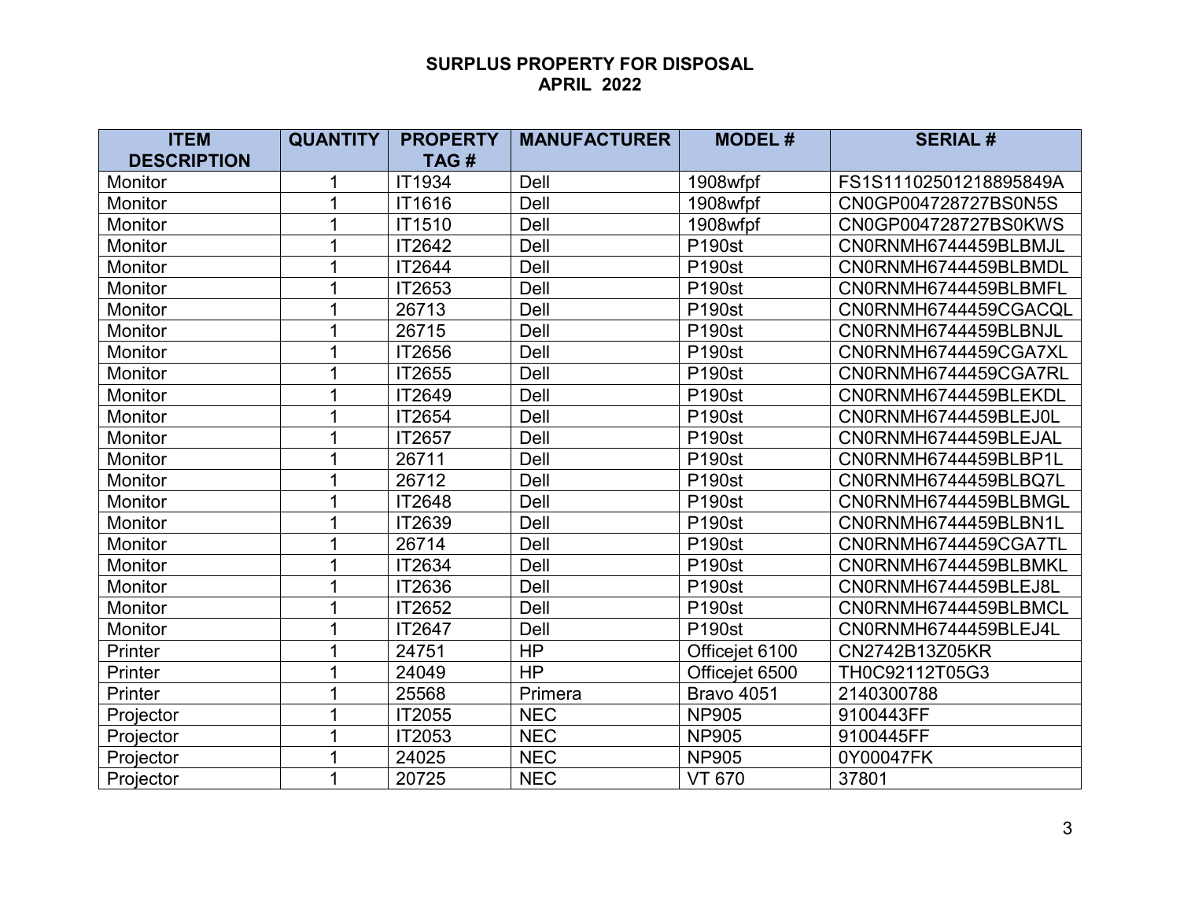**SURPLUS PROPERTY FOR DISPOSAL**
**APRIL 2022**

| ITEM DESCRIPTION | QUANTITY | PROPERTY TAG # | MANUFACTURER | MODEL # | SERIAL # |
|---|---|---|---|---|---|
| Monitor | 1 | IT1934 | Dell | 1908wfpf | FS1S11102501218895849A |
| Monitor | 1 | IT1616 | Dell | 1908wfpf | CN0GP004728727BS0N5S |
| Monitor | 1 | IT1510 | Dell | 1908wfpf | CN0GP004728727BS0KWS |
| Monitor | 1 | IT2642 | Dell | P190st | CN0RNMH6744459BLBMJL |
| Monitor | 1 | IT2644 | Dell | P190st | CN0RNMH6744459BLBMDL |
| Monitor | 1 | IT2653 | Dell | P190st | CN0RNMH6744459BLBMFL |
| Monitor | 1 | 26713 | Dell | P190st | CN0RNMH6744459CGACQL |
| Monitor | 1 | 26715 | Dell | P190st | CN0RNMH6744459BLBNJL |
| Monitor | 1 | IT2656 | Dell | P190st | CN0RNMH6744459CGA7XL |
| Monitor | 1 | IT2655 | Dell | P190st | CN0RNMH6744459CGA7RL |
| Monitor | 1 | IT2649 | Dell | P190st | CN0RNMH6744459BLEKDL |
| Monitor | 1 | IT2654 | Dell | P190st | CN0RNMH6744459BLEJ0L |
| Monitor | 1 | IT2657 | Dell | P190st | CN0RNMH6744459BLEJAL |
| Monitor | 1 | 26711 | Dell | P190st | CN0RNMH6744459BLBP1L |
| Monitor | 1 | 26712 | Dell | P190st | CN0RNMH6744459BLBQ7L |
| Monitor | 1 | IT2648 | Dell | P190st | CN0RNMH6744459BLBMGL |
| Monitor | 1 | IT2639 | Dell | P190st | CN0RNMH6744459BLBN1L |
| Monitor | 1 | 26714 | Dell | P190st | CN0RNMH6744459CGA7TL |
| Monitor | 1 | IT2634 | Dell | P190st | CN0RNMH6744459BLBMKL |
| Monitor | 1 | IT2636 | Dell | P190st | CN0RNMH6744459BLEJ8L |
| Monitor | 1 | IT2652 | Dell | P190st | CN0RNMH6744459BLBMCL |
| Monitor | 1 | IT2647 | Dell | P190st | CN0RNMH6744459BLEJ4L |
| Printer | 1 | 24751 | HP | Officejet 6100 | CN2742B13Z05KR |
| Printer | 1 | 24049 | HP | Officejet 6500 | TH0C92112T05G3 |
| Printer | 1 | 25568 | Primera | Bravo 4051 | 2140300788 |
| Projector | 1 | IT2055 | NEC | NP905 | 9100443FF |
| Projector | 1 | IT2053 | NEC | NP905 | 9100445FF |
| Projector | 1 | 24025 | NEC | NP905 | 0Y00047FK |
| Projector | 1 | 20725 | NEC | VT 670 | 37801 |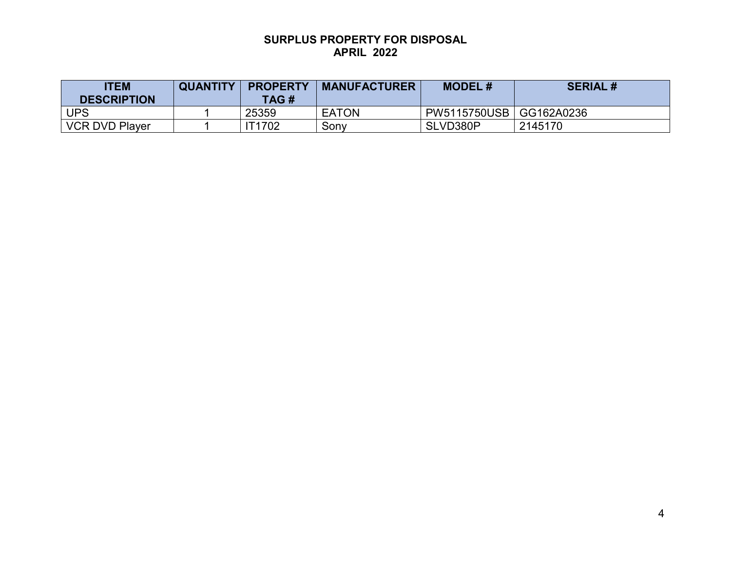**SURPLUS PROPERTY FOR DISPOSAL**
**APRIL 2022**

| ITEM DESCRIPTION | QUANTITY | PROPERTY TAG # | MANUFACTURER | MODEL # | SERIAL # |
|---|---|---|---|---|---|
| UPS | 1 | 25359 | EATON | PW5115750USB | GG162A0236 |
| VCR DVD Player | 1 | IT1702 | Sony | SLVD380P | 2145170 |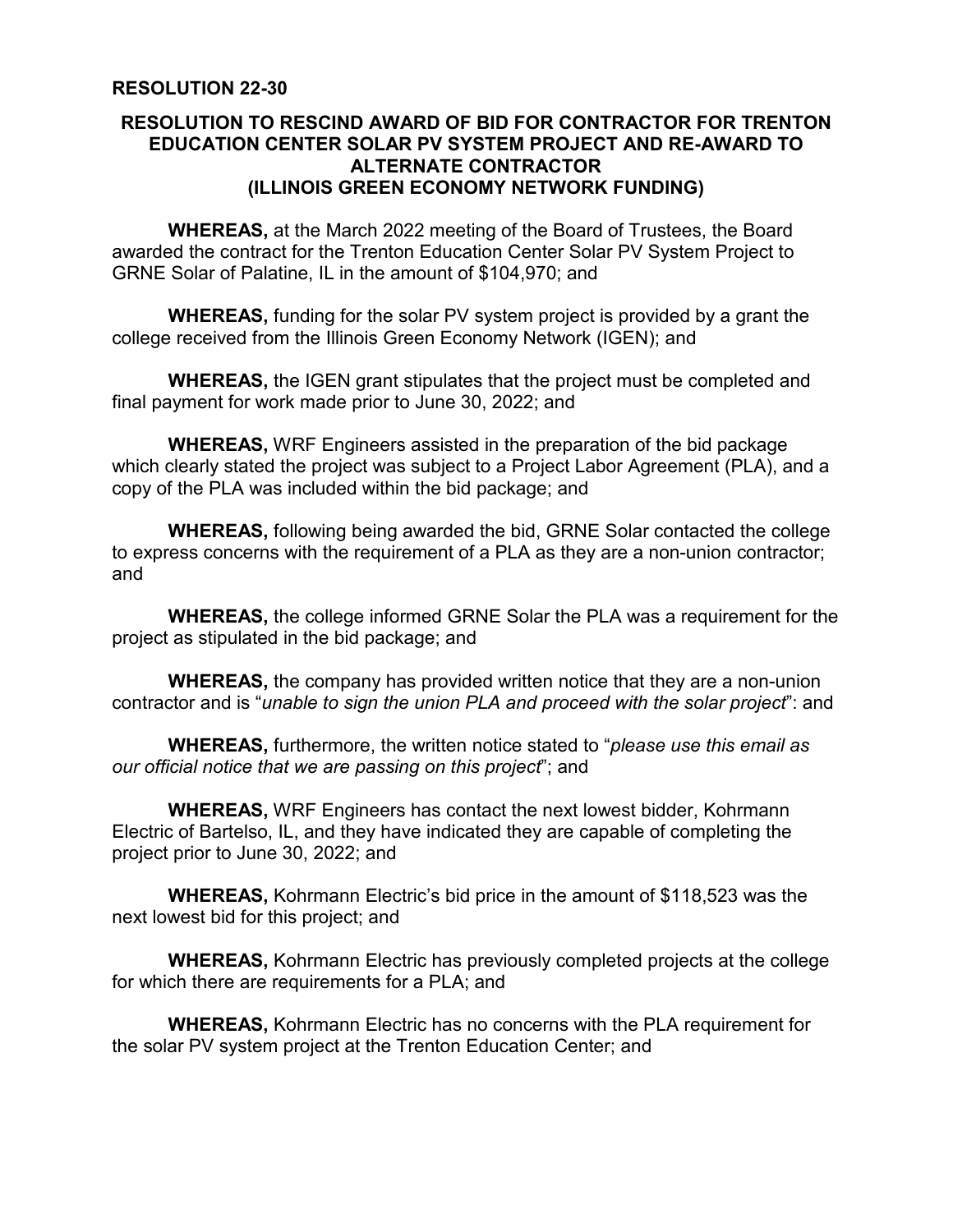**RESOLUTION 22-30**

## RESOLUTION TO RESCIND AWARD OF BID FOR CONTRACTOR FOR TRENTON EDUCATION CENTER SOLAR PV SYSTEM PROJECT AND RE-AWARD TO ALTERNATE CONTRACTOR (ILLINOIS GREEN ECONOMY NETWORK FUNDING)

**WHEREAS,** at the March 2022 meeting of the Board of Trustees, the Board awarded the contract for the Trenton Education Center Solar PV System Project to GRNE Solar of Palatine, IL in the amount of $104,970; and

**WHEREAS,** funding for the solar PV system project is provided by a grant the college received from the Illinois Green Economy Network (IGEN); and

**WHEREAS,** the IGEN grant stipulates that the project must be completed and final payment for work made prior to June 30, 2022; and

**WHEREAS,** WRF Engineers assisted in the preparation of the bid package which clearly stated the project was subject to a Project Labor Agreement (PLA), and a copy of the PLA was included within the bid package; and

**WHEREAS,** following being awarded the bid, GRNE Solar contacted the college to express concerns with the requirement of a PLA as they are a non-union contractor; and

**WHEREAS,** the college informed GRNE Solar the PLA was a requirement for the project as stipulated in the bid package; and

**WHEREAS,** the company has provided written notice that they are a non-union contractor and is "*unable to sign the union PLA and proceed with the solar project*": and

**WHEREAS,** furthermore, the written notice stated to "*please use this email as our official notice that we are passing on this project*"; and

**WHEREAS,** WRF Engineers has contact the next lowest bidder, Kohrmann Electric of Bartelso, IL, and they have indicated they are capable of completing the project prior to June 30, 2022; and

**WHEREAS,** Kohrmann Electric's bid price in the amount of $118,523 was the next lowest bid for this project; and

**WHEREAS,** Kohrmann Electric has previously completed projects at the college for which there are requirements for a PLA; and

**WHEREAS,** Kohrmann Electric has no concerns with the PLA requirement for the solar PV system project at the Trenton Education Center; and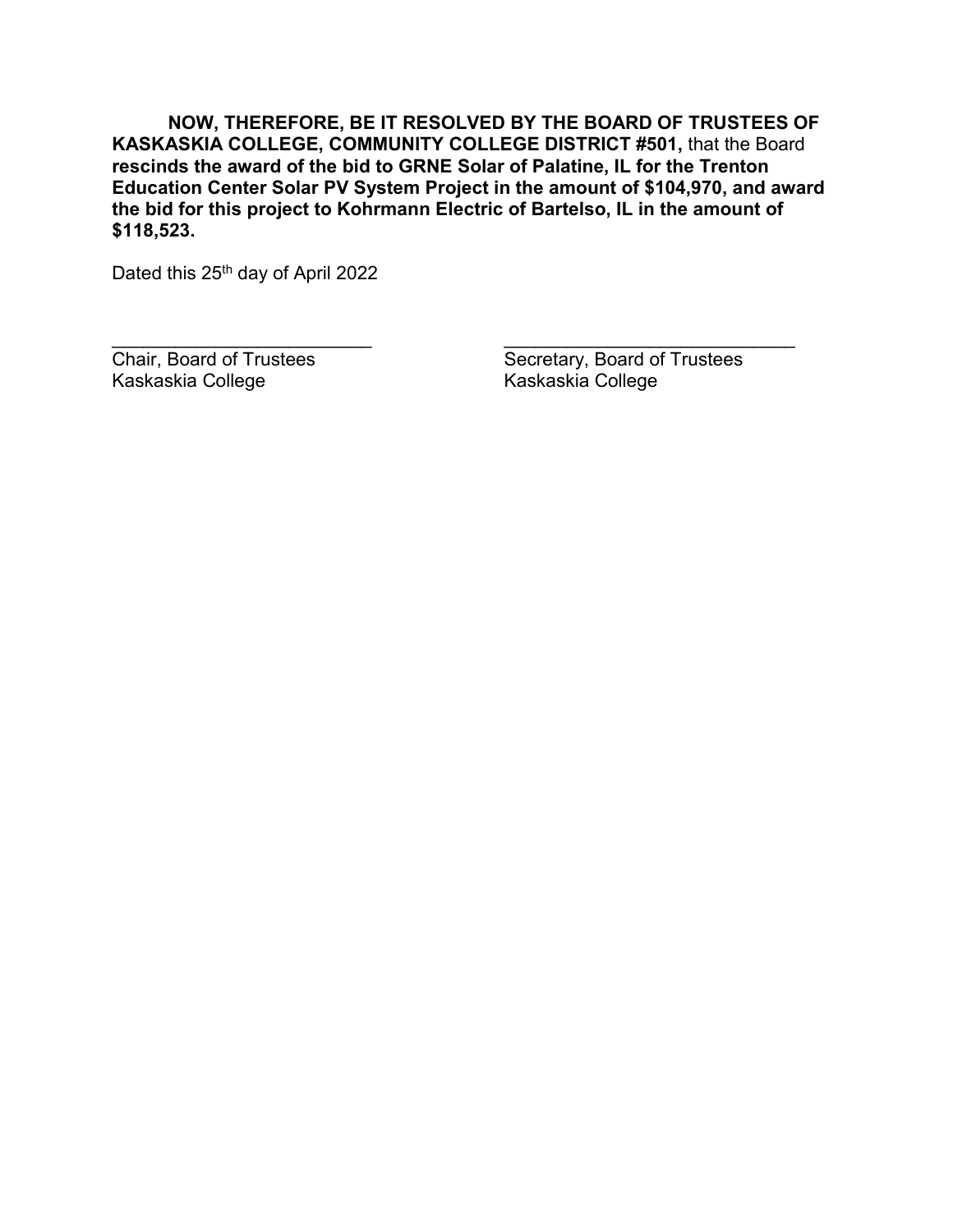**NOW, THEREFORE, BE IT RESOLVED BY THE BOARD OF TRUSTEES OF KASKASKIA COLLEGE, COMMUNITY COLLEGE DISTRICT #501,** that the Board **rescinds the award of the bid to GRNE Solar of Palatine, IL for the Trenton Education Center Solar PV System Project in the amount of $104,970, and award the bid for this project to Kohrmann Electric of Bartelso, IL in the amount of $118,523.**

Dated this 25th day of April 2022

| | |
|---|---|
| \_\_\_\_\_\_\_\_\_\_\_\_\_\_\_\_\_\_\_\_\_\_\_\_\_\_ | \_\_\_\_\_\_\_\_\_\_\_\_\_\_\_\_\_\_\_\_\_\_\_\_\_\_\_\_\_\_ |
| Chair, Board of Trustees<br>Kaskaskia College | Secretary, Board of Trustees<br>Kaskaskia College |